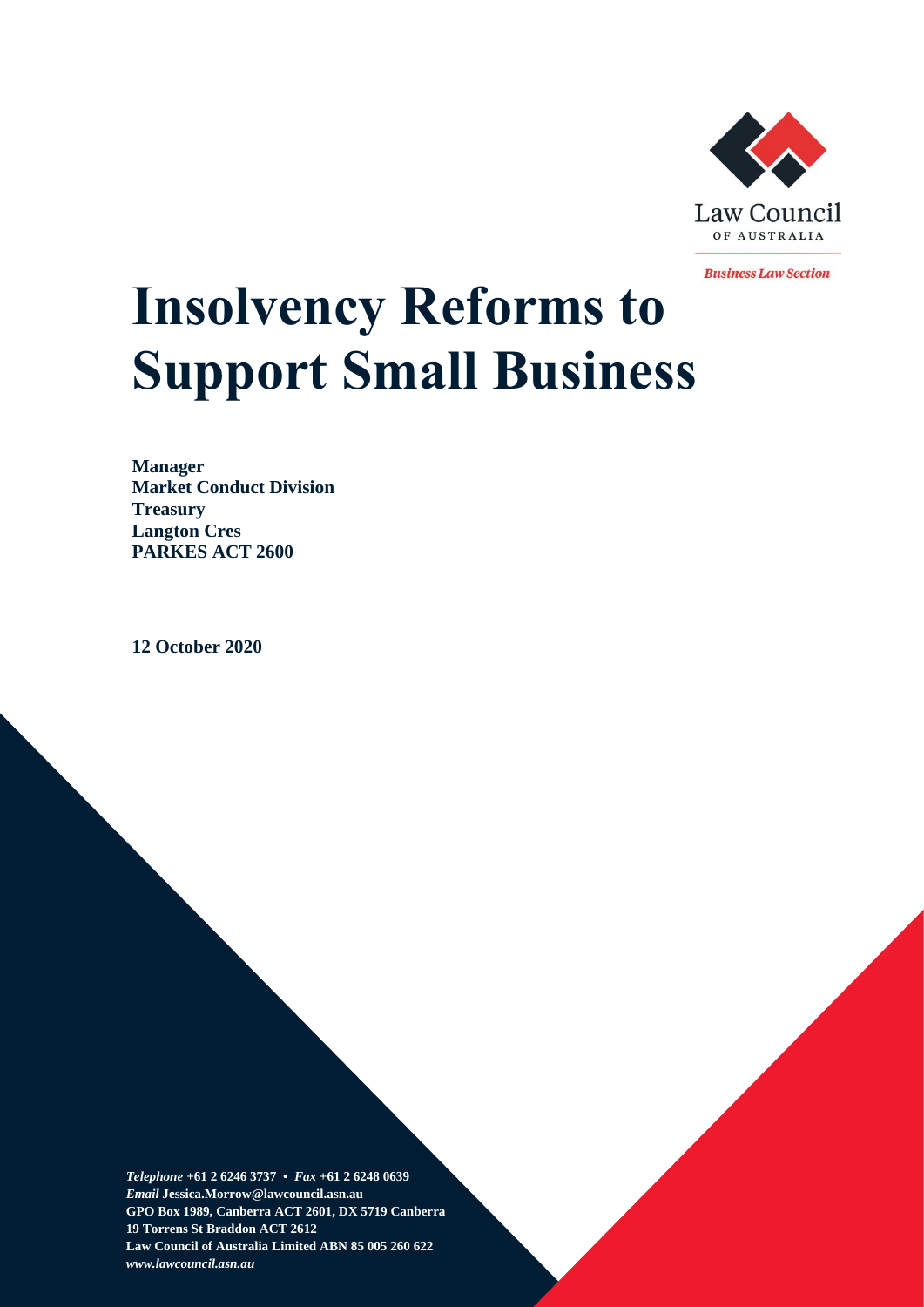Law Council OF AUSTRALIA

*Business Law Section*

# Insolvency Reforms to Support Small Business

**Manager**
**Market Conduct Division**
**Treasury**
**Langton Cres**
**PARKES ACT 2600**

**12 October 2020**

*Telephone* **+61 2 6246 3737** • *Fax* **+61 2 6248 0639**
*Email* **Jessica.Morrow@lawcouncil.asn.au**
**GPO Box 1989, Canberra ACT 2601, DX 5719 Canberra**
**19 Torrens St Braddon ACT 2612**
**Law Council of Australia Limited ABN 85 005 260 622**
***www.lawcouncil.asn.au***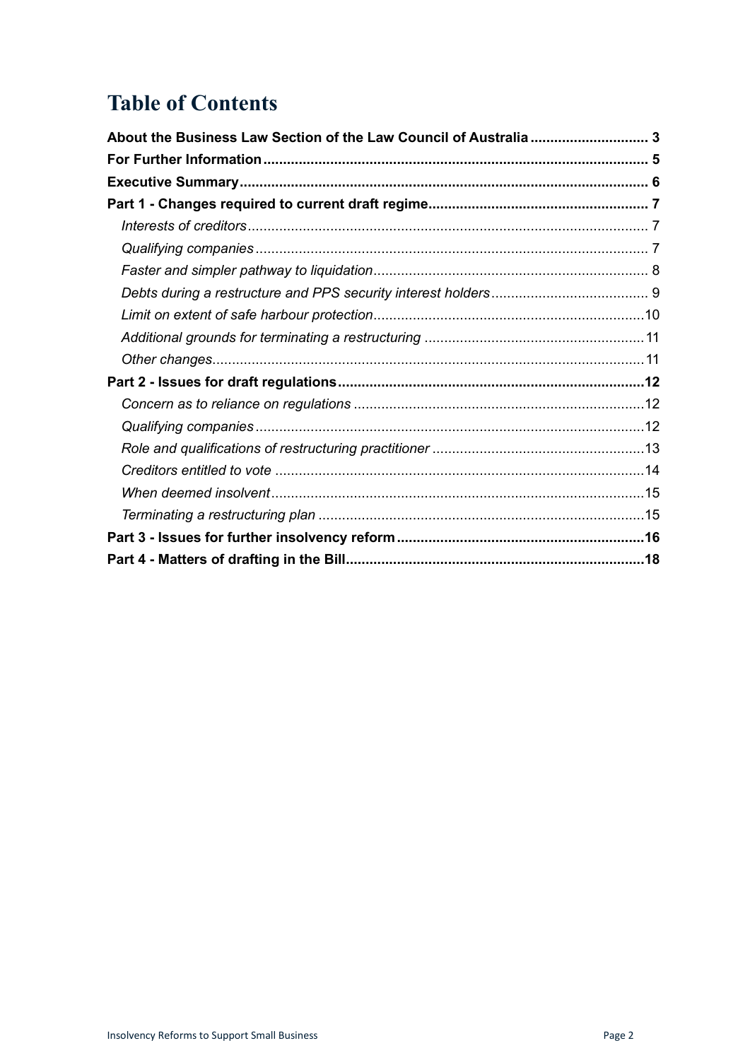# Table of Contents

**About the Business Law Section of the Law Council of Australia** .......... 3

**For Further Information** .......... 5

**Executive Summary** .......... 6

**Part 1 - Changes required to current draft regime** .......... 7

- *Interests of creditors* .......... 7
- *Qualifying companies* .......... 7
- *Faster and simpler pathway to liquidation* .......... 8
- *Debts during a restructure and PPS security interest holders* .......... 9
- *Limit on extent of safe harbour protection* .......... 10
- *Additional grounds for terminating a restructuring* .......... 11
- *Other changes* .......... 11

**Part 2 - Issues for draft regulations** .......... 12

- *Concern as to reliance on regulations* .......... 12
- *Qualifying companies* .......... 12
- *Role and qualifications of restructuring practitioner* .......... 13
- *Creditors entitled to vote* .......... 14
- *When deemed insolvent* .......... 15
- *Terminating a restructuring plan* .......... 15

**Part 3 - Issues for further insolvency reform** .......... 16

**Part 4 - Matters of drafting in the Bill** .......... 18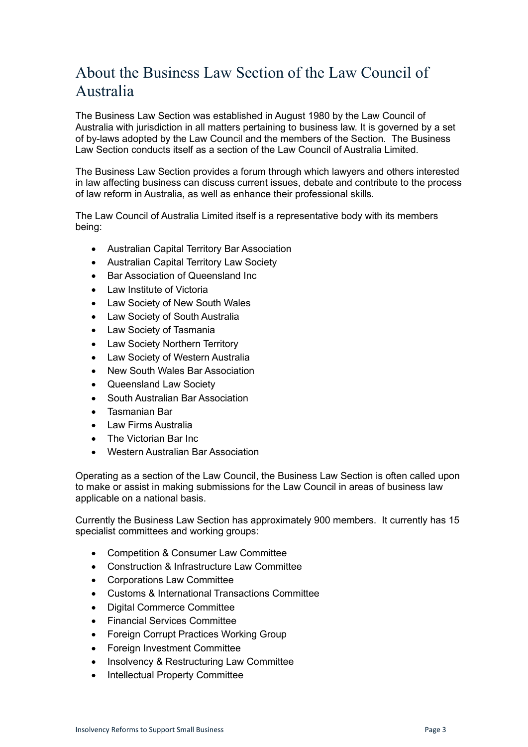# About the Business Law Section of the Law Council of Australia

The Business Law Section was established in August 1980 by the Law Council of Australia with jurisdiction in all matters pertaining to business law. It is governed by a set of by-laws adopted by the Law Council and the members of the Section. The Business Law Section conducts itself as a section of the Law Council of Australia Limited.

The Business Law Section provides a forum through which lawyers and others interested in law affecting business can discuss current issues, debate and contribute to the process of law reform in Australia, as well as enhance their professional skills.

The Law Council of Australia Limited itself is a representative body with its members being:

- Australian Capital Territory Bar Association
- Australian Capital Territory Law Society
- Bar Association of Queensland Inc
- Law Institute of Victoria
- Law Society of New South Wales
- Law Society of South Australia
- Law Society of Tasmania
- Law Society Northern Territory
- Law Society of Western Australia
- New South Wales Bar Association
- Queensland Law Society
- South Australian Bar Association
- Tasmanian Bar
- Law Firms Australia
- The Victorian Bar Inc
- Western Australian Bar Association

Operating as a section of the Law Council, the Business Law Section is often called upon to make or assist in making submissions for the Law Council in areas of business law applicable on a national basis.

Currently the Business Law Section has approximately 900 members. It currently has 15 specialist committees and working groups:

- Competition & Consumer Law Committee
- Construction & Infrastructure Law Committee
- Corporations Law Committee
- Customs & International Transactions Committee
- Digital Commerce Committee
- Financial Services Committee
- Foreign Corrupt Practices Working Group
- Foreign Investment Committee
- Insolvency & Restructuring Law Committee
- Intellectual Property Committee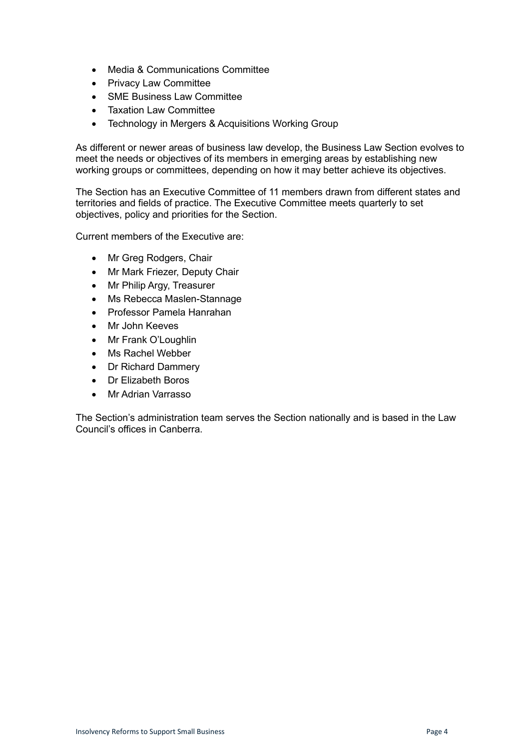- Media & Communications Committee
- Privacy Law Committee
- SME Business Law Committee
- Taxation Law Committee
- Technology in Mergers & Acquisitions Working Group

As different or newer areas of business law develop, the Business Law Section evolves to meet the needs or objectives of its members in emerging areas by establishing new working groups or committees, depending on how it may better achieve its objectives.

The Section has an Executive Committee of 11 members drawn from different states and territories and fields of practice. The Executive Committee meets quarterly to set objectives, policy and priorities for the Section.

Current members of the Executive are:

- Mr Greg Rodgers, Chair
- Mr Mark Friezer, Deputy Chair
- Mr Philip Argy, Treasurer
- Ms Rebecca Maslen-Stannage
- Professor Pamela Hanrahan
- Mr John Keeves
- Mr Frank O'Loughlin
- Ms Rachel Webber
- Dr Richard Dammery
- Dr Elizabeth Boros
- Mr Adrian Varrasso

The Section's administration team serves the Section nationally and is based in the Law Council's offices in Canberra.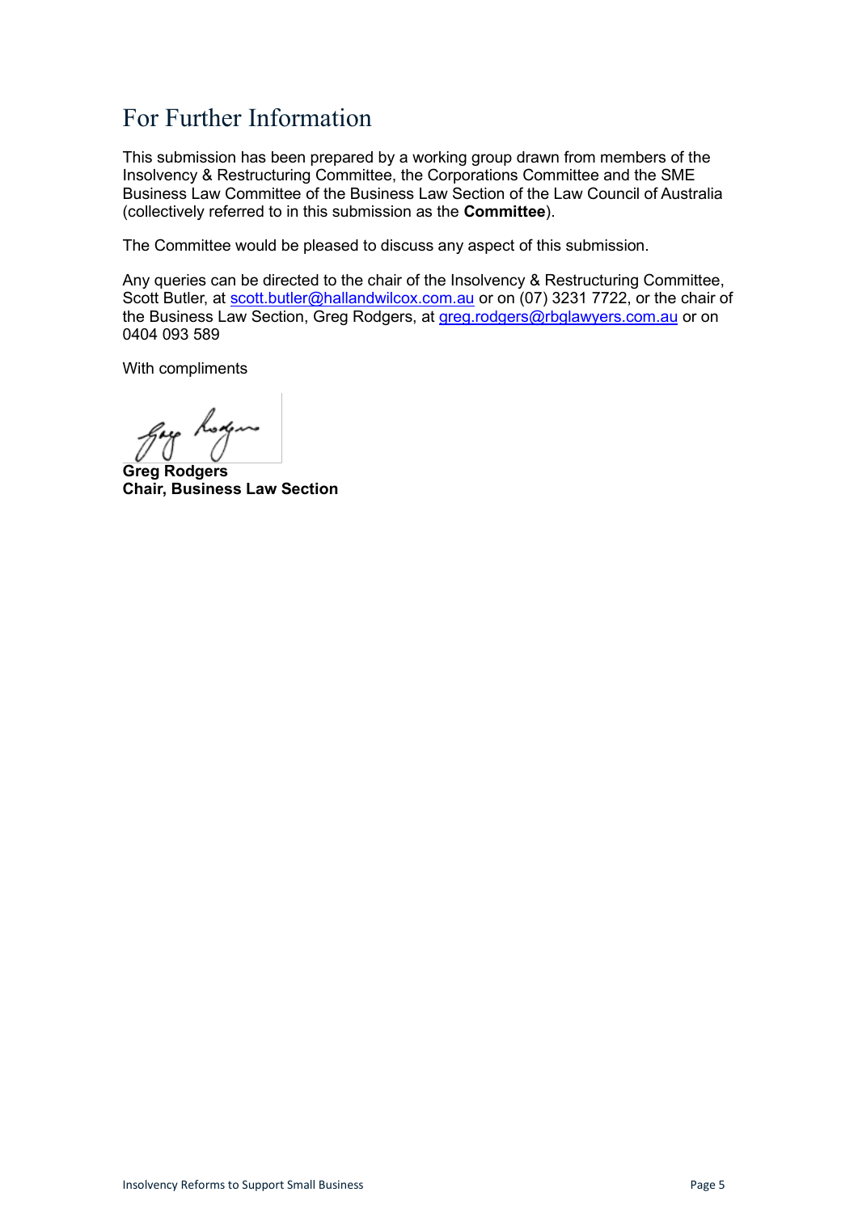# For Further Information

This submission has been prepared by a working group drawn from members of the Insolvency & Restructuring Committee, the Corporations Committee and the SME Business Law Committee of the Business Law Section of the Law Council of Australia (collectively referred to in this submission as the **Committee**).

The Committee would be pleased to discuss any aspect of this submission.

Any queries can be directed to the chair of the Insolvency & Restructuring Committee, Scott Butler, at scott.butler@hallandwilcox.com.au or on (07) 3231 7722, or the chair of the Business Law Section, Greg Rodgers, at greg.rodgers@rbglawyers.com.au or on 0404 093 589

With compliments

**Greg Rodgers**
**Chair, Business Law Section**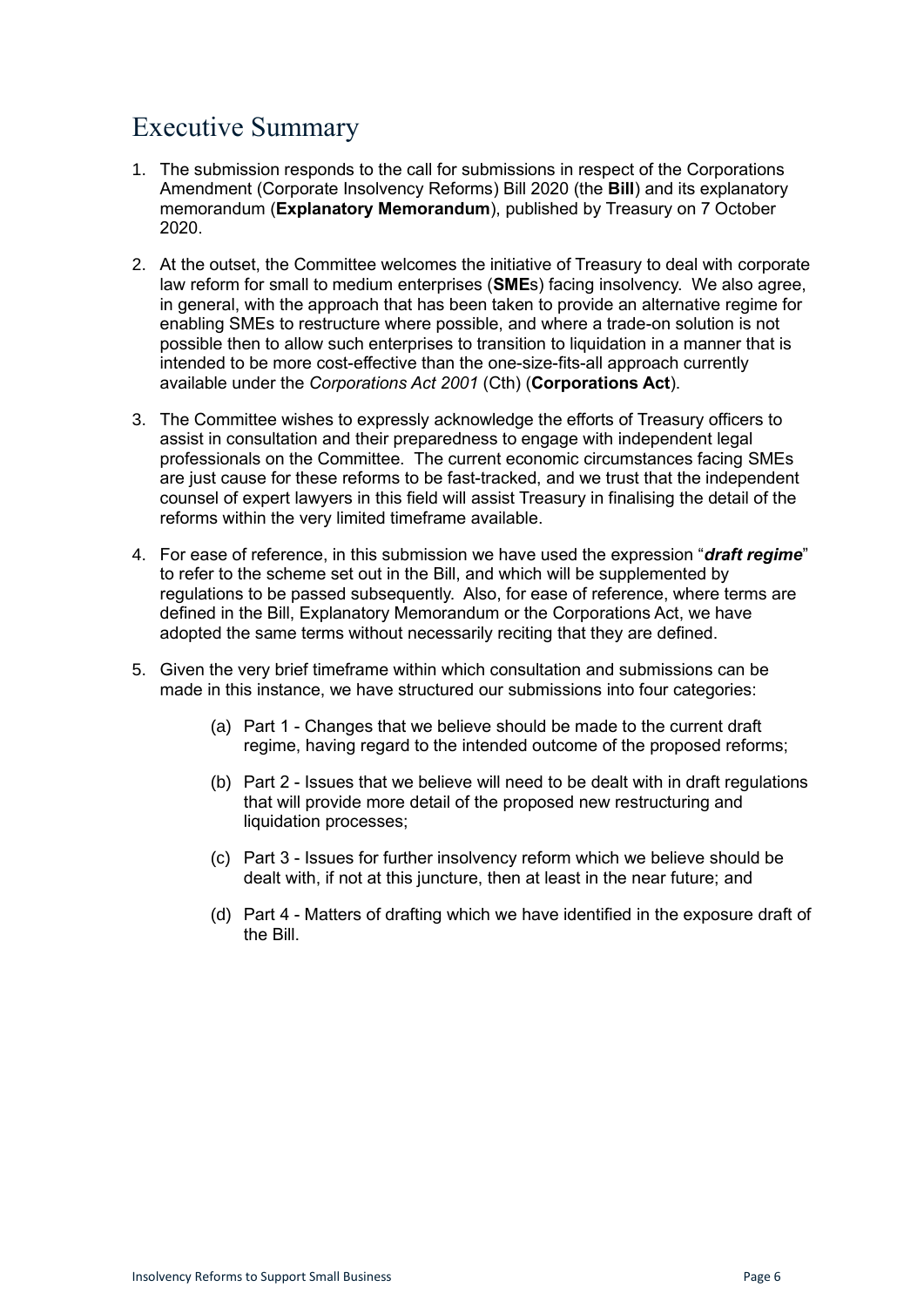# Executive Summary

1. The submission responds to the call for submissions in respect of the Corporations Amendment (Corporate Insolvency Reforms) Bill 2020 (the **Bill**) and its explanatory memorandum (**Explanatory Memorandum**), published by Treasury on 7 October 2020.

2. At the outset, the Committee welcomes the initiative of Treasury to deal with corporate law reform for small to medium enterprises (**SME**s) facing insolvency. We also agree, in general, with the approach that has been taken to provide an alternative regime for enabling SMEs to restructure where possible, and where a trade-on solution is not possible then to allow such enterprises to transition to liquidation in a manner that is intended to be more cost-effective than the one-size-fits-all approach currently available under the *Corporations Act 2001* (Cth) (**Corporations Act**).

3. The Committee wishes to expressly acknowledge the efforts of Treasury officers to assist in consultation and their preparedness to engage with independent legal professionals on the Committee. The current economic circumstances facing SMEs are just cause for these reforms to be fast-tracked, and we trust that the independent counsel of expert lawyers in this field will assist Treasury in finalising the detail of the reforms within the very limited timeframe available.

4. For ease of reference, in this submission we have used the expression "***draft regime***" to refer to the scheme set out in the Bill, and which will be supplemented by regulations to be passed subsequently. Also, for ease of reference, where terms are defined in the Bill, Explanatory Memorandum or the Corporations Act, we have adopted the same terms without necessarily reciting that they are defined.

5. Given the very brief timeframe within which consultation and submissions can be made in this instance, we have structured our submissions into four categories:

   (a) Part 1 - Changes that we believe should be made to the current draft regime, having regard to the intended outcome of the proposed reforms;

   (b) Part 2 - Issues that we believe will need to be dealt with in draft regulations that will provide more detail of the proposed new restructuring and liquidation processes;

   (c) Part 3 - Issues for further insolvency reform which we believe should be dealt with, if not at this juncture, then at least in the near future; and

   (d) Part 4 - Matters of drafting which we have identified in the exposure draft of the Bill.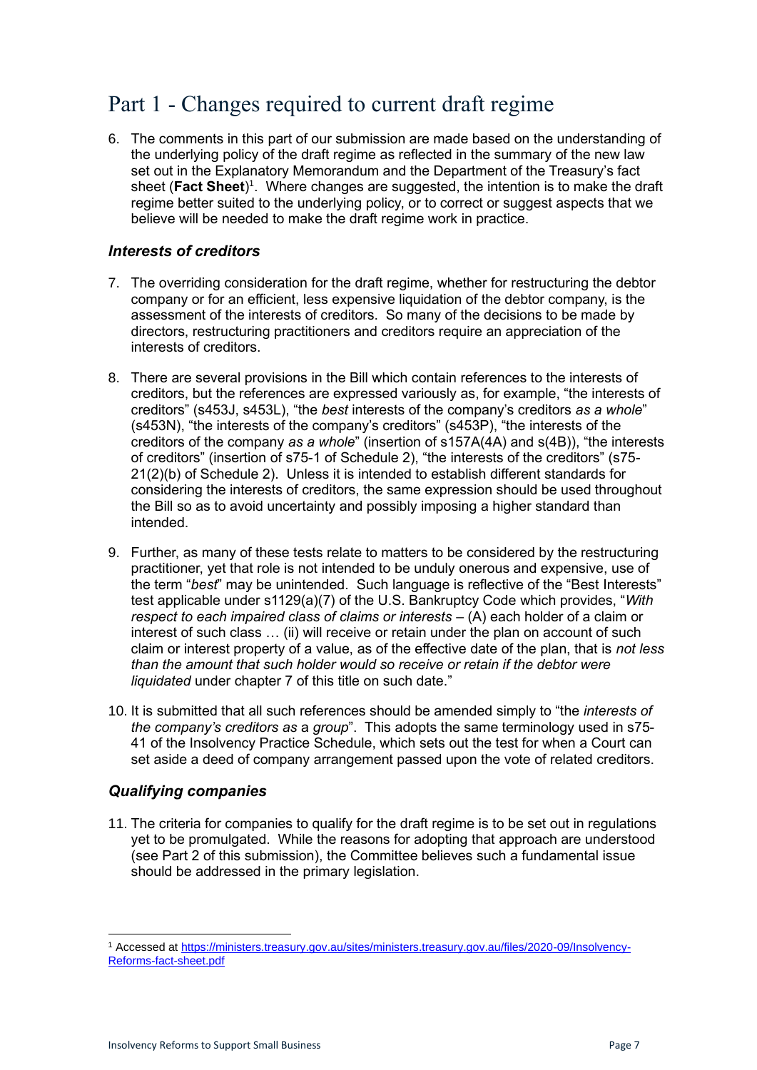# Part 1 - Changes required to current draft regime

6. The comments in this part of our submission are made based on the understanding of the underlying policy of the draft regime as reflected in the summary of the new law set out in the Explanatory Memorandum and the Department of the Treasury's fact sheet (**Fact Sheet**)[1]. Where changes are suggested, the intention is to make the draft regime better suited to the underlying policy, or to correct or suggest aspects that we believe will be needed to make the draft regime work in practice.

### *Interests of creditors*

7. The overriding consideration for the draft regime, whether for restructuring the debtor company or for an efficient, less expensive liquidation of the debtor company, is the assessment of the interests of creditors. So many of the decisions to be made by directors, restructuring practitioners and creditors require an appreciation of the interests of creditors.

8. There are several provisions in the Bill which contain references to the interests of creditors, but the references are expressed variously as, for example, "the interests of creditors" (s453J, s453L), "the *best* interests of the company's creditors *as a whole*" (s453N), "the interests of the company's creditors" (s453P), "the interests of the creditors of the company *as a whole*" (insertion of s157A(4A) and s(4B)), "the interests of creditors" (insertion of s75-1 of Schedule 2), "the interests of the creditors" (s75-21(2)(b) of Schedule 2). Unless it is intended to establish different standards for considering the interests of creditors, the same expression should be used throughout the Bill so as to avoid uncertainty and possibly imposing a higher standard than intended.

9. Further, as many of these tests relate to matters to be considered by the restructuring practitioner, yet that role is not intended to be unduly onerous and expensive, use of the term "*best*" may be unintended. Such language is reflective of the "Best Interests" test applicable under s1129(a)(7) of the U.S. Bankruptcy Code which provides, "*With respect to each impaired class of claims or interests* – (A) each holder of a claim or interest of such class … (ii) will receive or retain under the plan on account of such claim or interest property of a value, as of the effective date of the plan, that is *not less than the amount that such holder would so receive or retain if the debtor were liquidated* under chapter 7 of this title on such date."

10. It is submitted that all such references should be amended simply to "the *interests of the company's creditors as* a *group*". This adopts the same terminology used in s75-41 of the Insolvency Practice Schedule, which sets out the test for when a Court can set aside a deed of company arrangement passed upon the vote of related creditors.

### *Qualifying companies*

11. The criteria for companies to qualify for the draft regime is to be set out in regulations yet to be promulgated. While the reasons for adopting that approach are understood (see Part 2 of this submission), the Committee believes such a fundamental issue should be addressed in the primary legislation.

---

[1] Accessed at https://ministers.treasury.gov.au/sites/ministers.treasury.gov.au/files/2020-09/Insolvency-Reforms-fact-sheet.pdf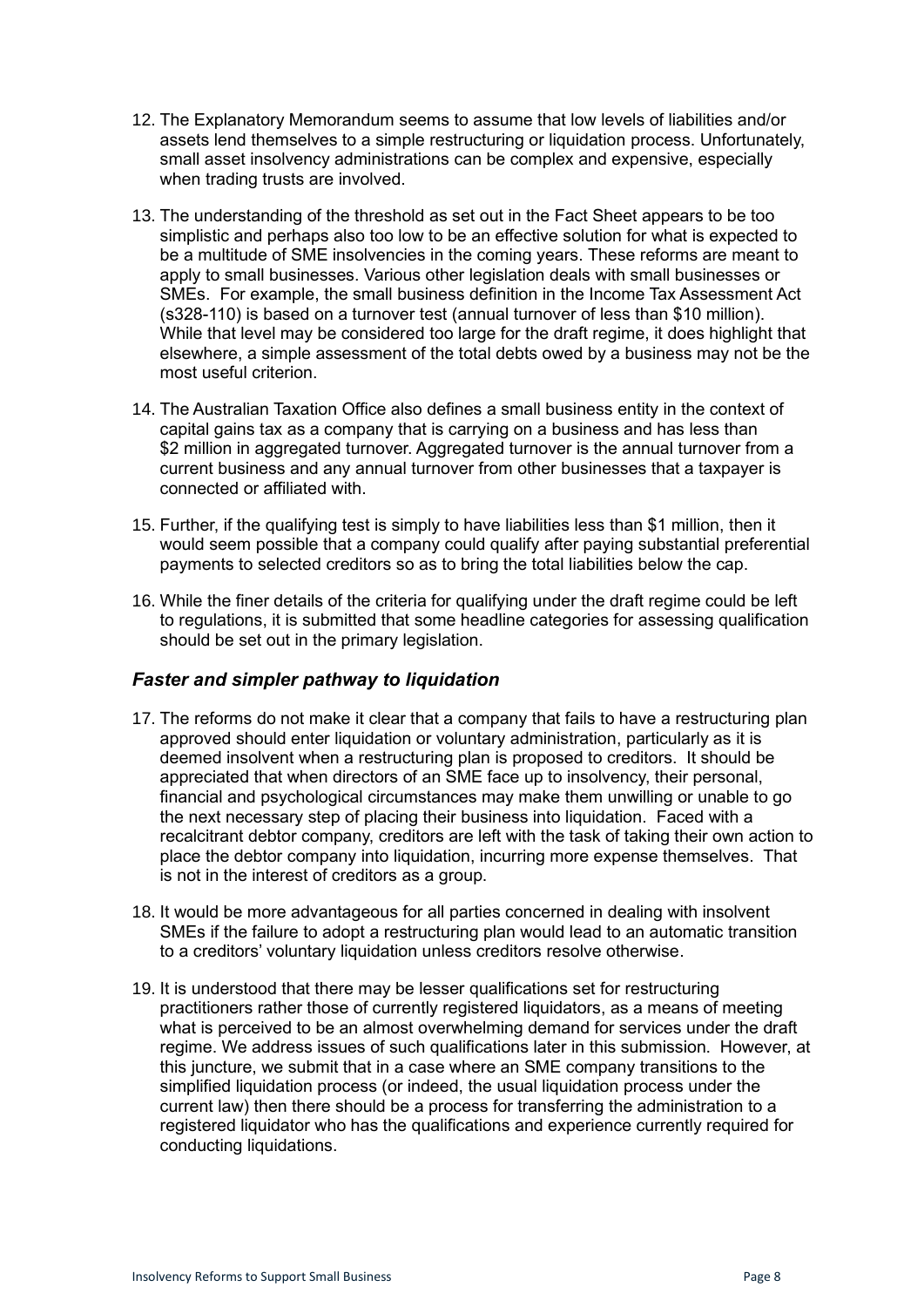12. The Explanatory Memorandum seems to assume that low levels of liabilities and/or assets lend themselves to a simple restructuring or liquidation process. Unfortunately, small asset insolvency administrations can be complex and expensive, especially when trading trusts are involved.

13. The understanding of the threshold as set out in the Fact Sheet appears to be too simplistic and perhaps also too low to be an effective solution for what is expected to be a multitude of SME insolvencies in the coming years. These reforms are meant to apply to small businesses. Various other legislation deals with small businesses or SMEs. For example, the small business definition in the Income Tax Assessment Act (s328-110) is based on a turnover test (annual turnover of less than $10 million). While that level may be considered too large for the draft regime, it does highlight that elsewhere, a simple assessment of the total debts owed by a business may not be the most useful criterion.

14. The Australian Taxation Office also defines a small business entity in the context of capital gains tax as a company that is carrying on a business and has less than $2 million in aggregated turnover. Aggregated turnover is the annual turnover from a current business and any annual turnover from other businesses that a taxpayer is connected or affiliated with.

15. Further, if the qualifying test is simply to have liabilities less than $1 million, then it would seem possible that a company could qualify after paying substantial preferential payments to selected creditors so as to bring the total liabilities below the cap.

16. While the finer details of the criteria for qualifying under the draft regime could be left to regulations, it is submitted that some headline categories for assessing qualification should be set out in the primary legislation.

### *Faster and simpler pathway to liquidation*

17. The reforms do not make it clear that a company that fails to have a restructuring plan approved should enter liquidation or voluntary administration, particularly as it is deemed insolvent when a restructuring plan is proposed to creditors. It should be appreciated that when directors of an SME face up to insolvency, their personal, financial and psychological circumstances may make them unwilling or unable to go the next necessary step of placing their business into liquidation. Faced with a recalcitrant debtor company, creditors are left with the task of taking their own action to place the debtor company into liquidation, incurring more expense themselves. That is not in the interest of creditors as a group.

18. It would be more advantageous for all parties concerned in dealing with insolvent SMEs if the failure to adopt a restructuring plan would lead to an automatic transition to a creditors' voluntary liquidation unless creditors resolve otherwise.

19. It is understood that there may be lesser qualifications set for restructuring practitioners rather those of currently registered liquidators, as a means of meeting what is perceived to be an almost overwhelming demand for services under the draft regime. We address issues of such qualifications later in this submission. However, at this juncture, we submit that in a case where an SME company transitions to the simplified liquidation process (or indeed, the usual liquidation process under the current law) then there should be a process for transferring the administration to a registered liquidator who has the qualifications and experience currently required for conducting liquidations.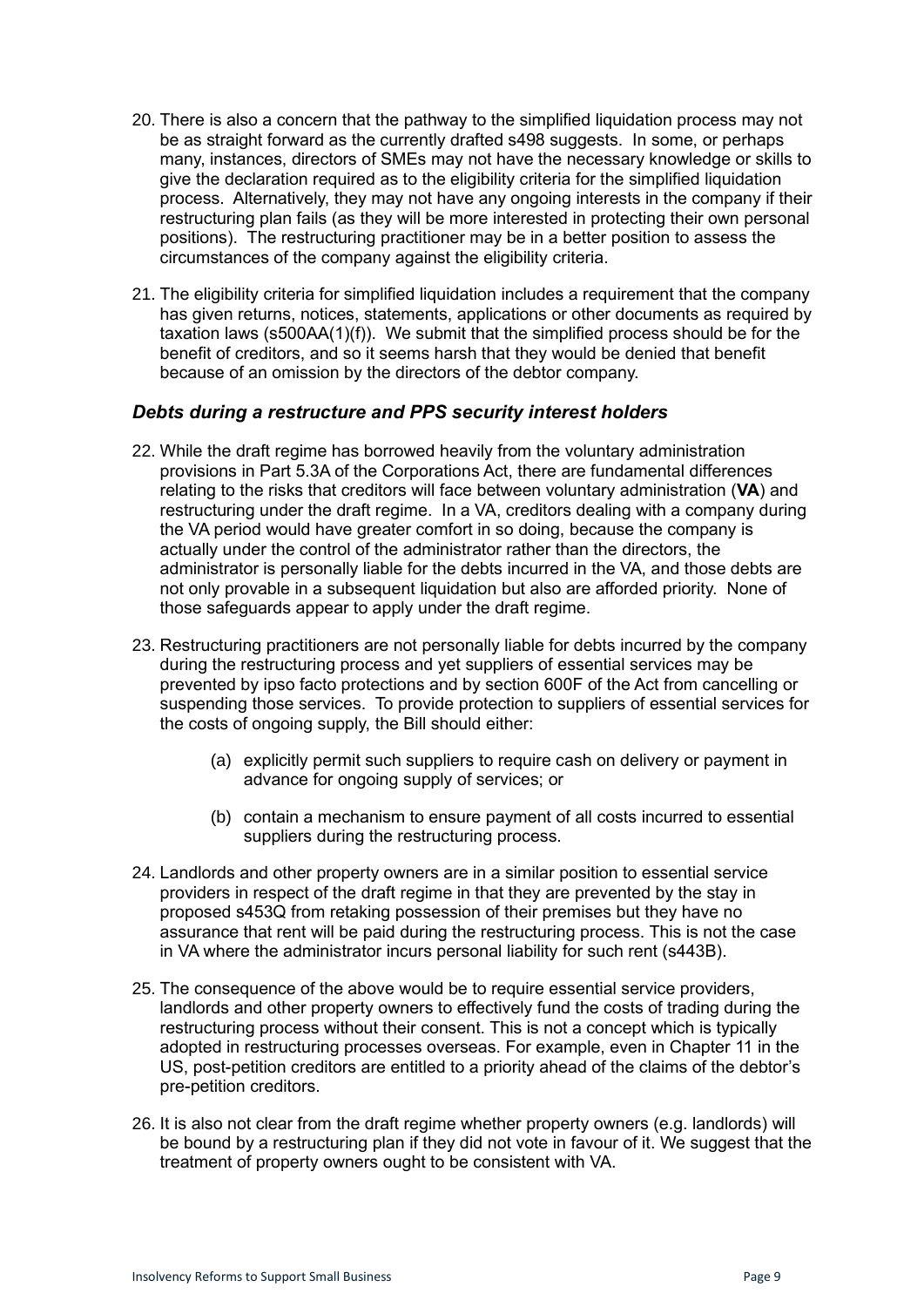20. There is also a concern that the pathway to the simplified liquidation process may not be as straight forward as the currently drafted s498 suggests. In some, or perhaps many, instances, directors of SMEs may not have the necessary knowledge or skills to give the declaration required as to the eligibility criteria for the simplified liquidation process. Alternatively, they may not have any ongoing interests in the company if their restructuring plan fails (as they will be more interested in protecting their own personal positions). The restructuring practitioner may be in a better position to assess the circumstances of the company against the eligibility criteria.

21. The eligibility criteria for simplified liquidation includes a requirement that the company has given returns, notices, statements, applications or other documents as required by taxation laws (s500AA(1)(f)). We submit that the simplified process should be for the benefit of creditors, and so it seems harsh that they would be denied that benefit because of an omission by the directors of the debtor company.

### *Debts during a restructure and PPS security interest holders*

22. While the draft regime has borrowed heavily from the voluntary administration provisions in Part 5.3A of the Corporations Act, there are fundamental differences relating to the risks that creditors will face between voluntary administration (**VA**) and restructuring under the draft regime. In a VA, creditors dealing with a company during the VA period would have greater comfort in so doing, because the company is actually under the control of the administrator rather than the directors, the administrator is personally liable for the debts incurred in the VA, and those debts are not only provable in a subsequent liquidation but also are afforded priority. None of those safeguards appear to apply under the draft regime.

23. Restructuring practitioners are not personally liable for debts incurred by the company during the restructuring process and yet suppliers of essential services may be prevented by ipso facto protections and by section 600F of the Act from cancelling or suspending those services. To provide protection to suppliers of essential services for the costs of ongoing supply, the Bill should either:

    (a) explicitly permit such suppliers to require cash on delivery or payment in advance for ongoing supply of services; or

    (b) contain a mechanism to ensure payment of all costs incurred to essential suppliers during the restructuring process.

24. Landlords and other property owners are in a similar position to essential service providers in respect of the draft regime in that they are prevented by the stay in proposed s453Q from retaking possession of their premises but they have no assurance that rent will be paid during the restructuring process. This is not the case in VA where the administrator incurs personal liability for such rent (s443B).

25. The consequence of the above would be to require essential service providers, landlords and other property owners to effectively fund the costs of trading during the restructuring process without their consent. This is not a concept which is typically adopted in restructuring processes overseas. For example, even in Chapter 11 in the US, post-petition creditors are entitled to a priority ahead of the claims of the debtor's pre-petition creditors.

26. It is also not clear from the draft regime whether property owners (e.g. landlords) will be bound by a restructuring plan if they did not vote in favour of it. We suggest that the treatment of property owners ought to be consistent with VA.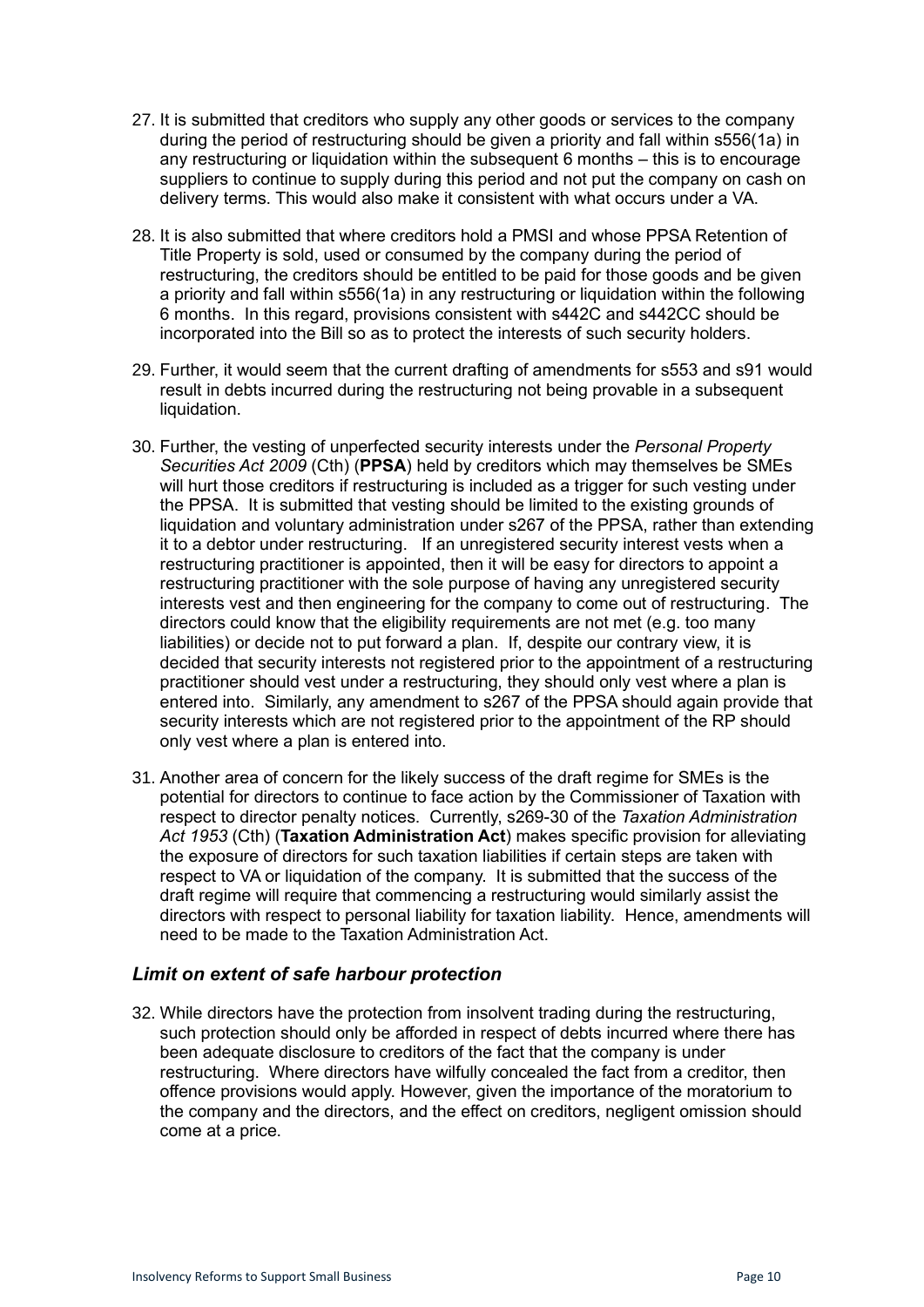27. It is submitted that creditors who supply any other goods or services to the company during the period of restructuring should be given a priority and fall within s556(1a) in any restructuring or liquidation within the subsequent 6 months – this is to encourage suppliers to continue to supply during this period and not put the company on cash on delivery terms. This would also make it consistent with what occurs under a VA.

28. It is also submitted that where creditors hold a PMSI and whose PPSA Retention of Title Property is sold, used or consumed by the company during the period of restructuring, the creditors should be entitled to be paid for those goods and be given a priority and fall within s556(1a) in any restructuring or liquidation within the following 6 months. In this regard, provisions consistent with s442C and s442CC should be incorporated into the Bill so as to protect the interests of such security holders.

29. Further, it would seem that the current drafting of amendments for s553 and s91 would result in debts incurred during the restructuring not being provable in a subsequent liquidation.

30. Further, the vesting of unperfected security interests under the *Personal Property Securities Act 2009* (Cth) (**PPSA**) held by creditors which may themselves be SMEs will hurt those creditors if restructuring is included as a trigger for such vesting under the PPSA. It is submitted that vesting should be limited to the existing grounds of liquidation and voluntary administration under s267 of the PPSA, rather than extending it to a debtor under restructuring. If an unregistered security interest vests when a restructuring practitioner is appointed, then it will be easy for directors to appoint a restructuring practitioner with the sole purpose of having any unregistered security interests vest and then engineering for the company to come out of restructuring. The directors could know that the eligibility requirements are not met (e.g. too many liabilities) or decide not to put forward a plan. If, despite our contrary view, it is decided that security interests not registered prior to the appointment of a restructuring practitioner should vest under a restructuring, they should only vest where a plan is entered into. Similarly, any amendment to s267 of the PPSA should again provide that security interests which are not registered prior to the appointment of the RP should only vest where a plan is entered into.

31. Another area of concern for the likely success of the draft regime for SMEs is the potential for directors to continue to face action by the Commissioner of Taxation with respect to director penalty notices. Currently, s269-30 of the *Taxation Administration Act 1953* (Cth) (**Taxation Administration Act**) makes specific provision for alleviating the exposure of directors for such taxation liabilities if certain steps are taken with respect to VA or liquidation of the company. It is submitted that the success of the draft regime will require that commencing a restructuring would similarly assist the directors with respect to personal liability for taxation liability. Hence, amendments will need to be made to the Taxation Administration Act.

### *Limit on extent of safe harbour protection*

32. While directors have the protection from insolvent trading during the restructuring, such protection should only be afforded in respect of debts incurred where there has been adequate disclosure to creditors of the fact that the company is under restructuring. Where directors have wilfully concealed the fact from a creditor, then offence provisions would apply. However, given the importance of the moratorium to the company and the directors, and the effect on creditors, negligent omission should come at a price.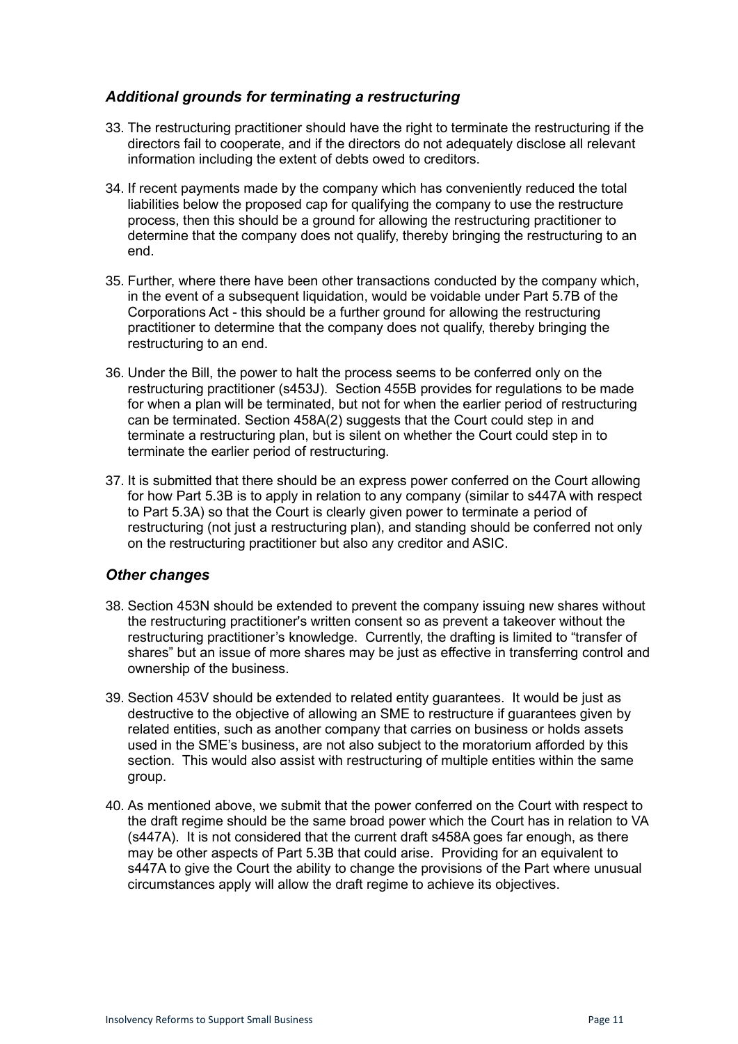### *Additional grounds for terminating a restructuring*

33. The restructuring practitioner should have the right to terminate the restructuring if the directors fail to cooperate, and if the directors do not adequately disclose all relevant information including the extent of debts owed to creditors.

34. If recent payments made by the company which has conveniently reduced the total liabilities below the proposed cap for qualifying the company to use the restructure process, then this should be a ground for allowing the restructuring practitioner to determine that the company does not qualify, thereby bringing the restructuring to an end.

35. Further, where there have been other transactions conducted by the company which, in the event of a subsequent liquidation, would be voidable under Part 5.7B of the Corporations Act - this should be a further ground for allowing the restructuring practitioner to determine that the company does not qualify, thereby bringing the restructuring to an end.

36. Under the Bill, the power to halt the process seems to be conferred only on the restructuring practitioner (s453J). Section 455B provides for regulations to be made for when a plan will be terminated, but not for when the earlier period of restructuring can be terminated. Section 458A(2) suggests that the Court could step in and terminate a restructuring plan, but is silent on whether the Court could step in to terminate the earlier period of restructuring.

37. It is submitted that there should be an express power conferred on the Court allowing for how Part 5.3B is to apply in relation to any company (similar to s447A with respect to Part 5.3A) so that the Court is clearly given power to terminate a period of restructuring (not just a restructuring plan), and standing should be conferred not only on the restructuring practitioner but also any creditor and ASIC.

### *Other changes*

38. Section 453N should be extended to prevent the company issuing new shares without the restructuring practitioner's written consent so as prevent a takeover without the restructuring practitioner's knowledge. Currently, the drafting is limited to "transfer of shares" but an issue of more shares may be just as effective in transferring control and ownership of the business.

39. Section 453V should be extended to related entity guarantees. It would be just as destructive to the objective of allowing an SME to restructure if guarantees given by related entities, such as another company that carries on business or holds assets used in the SME's business, are not also subject to the moratorium afforded by this section. This would also assist with restructuring of multiple entities within the same group.

40. As mentioned above, we submit that the power conferred on the Court with respect to the draft regime should be the same broad power which the Court has in relation to VA (s447A). It is not considered that the current draft s458A goes far enough, as there may be other aspects of Part 5.3B that could arise. Providing for an equivalent to s447A to give the Court the ability to change the provisions of the Part where unusual circumstances apply will allow the draft regime to achieve its objectives.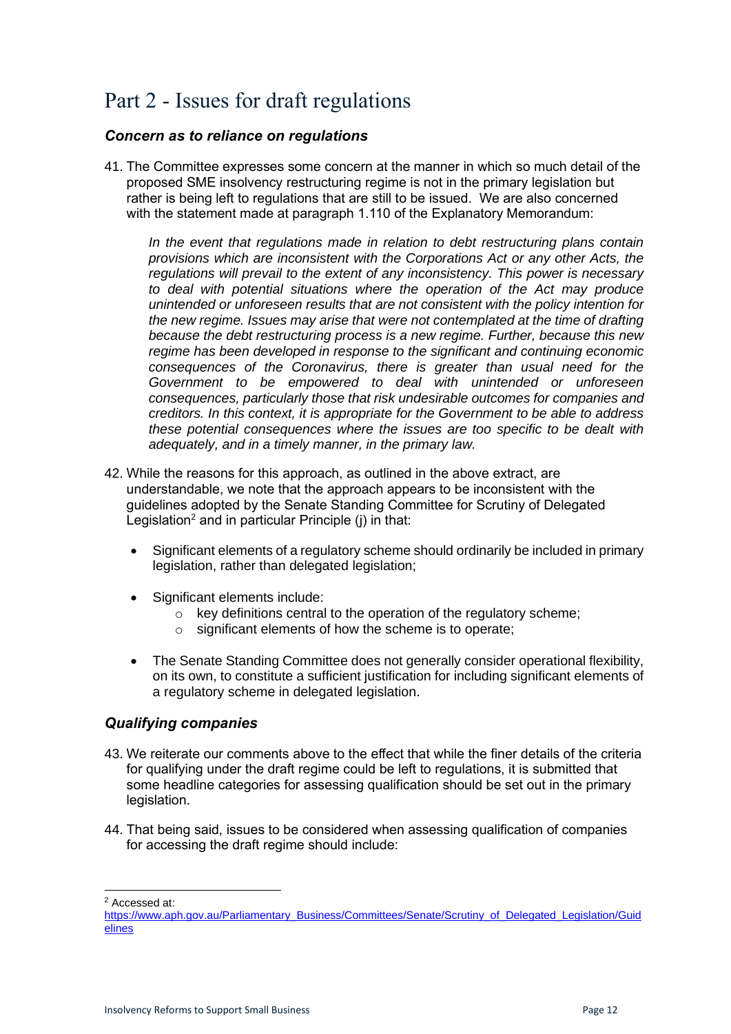# Part 2 - Issues for draft regulations

### *Concern as to reliance on regulations*

41. The Committee expresses some concern at the manner in which so much detail of the proposed SME insolvency restructuring regime is not in the primary legislation but rather is being left to regulations that are still to be issued. We are also concerned with the statement made at paragraph 1.110 of the Explanatory Memorandum:

    *In the event that regulations made in relation to debt restructuring plans contain provisions which are inconsistent with the Corporations Act or any other Acts, the regulations will prevail to the extent of any inconsistency. This power is necessary to deal with potential situations where the operation of the Act may produce unintended or unforeseen results that are not consistent with the policy intention for the new regime. Issues may arise that were not contemplated at the time of drafting because the debt restructuring process is a new regime. Further, because this new regime has been developed in response to the significant and continuing economic consequences of the Coronavirus, there is greater than usual need for the Government to be empowered to deal with unintended or unforeseen consequences, particularly those that risk undesirable outcomes for companies and creditors. In this context, it is appropriate for the Government to be able to address these potential consequences where the issues are too specific to be dealt with adequately, and in a timely manner, in the primary law.*

42. While the reasons for this approach, as outlined in the above extract, are understandable, we note that the approach appears to be inconsistent with the guidelines adopted by the Senate Standing Committee for Scrutiny of Delegated Legislation[2] and in particular Principle (j) in that:

    - Significant elements of a regulatory scheme should ordinarily be included in primary legislation, rather than delegated legislation;
    - Significant elements include:
        - key definitions central to the operation of the regulatory scheme;
        - significant elements of how the scheme is to operate;
    - The Senate Standing Committee does not generally consider operational flexibility, on its own, to constitute a sufficient justification for including significant elements of a regulatory scheme in delegated legislation.

### *Qualifying companies*

43. We reiterate our comments above to the effect that while the finer details of the criteria for qualifying under the draft regime could be left to regulations, it is submitted that some headline categories for assessing qualification should be set out in the primary legislation.

44. That being said, issues to be considered when assessing qualification of companies for accessing the draft regime should include:

---

[2] Accessed at: https://www.aph.gov.au/Parliamentary_Business/Committees/Senate/Scrutiny_of_Delegated_Legislation/Guidelines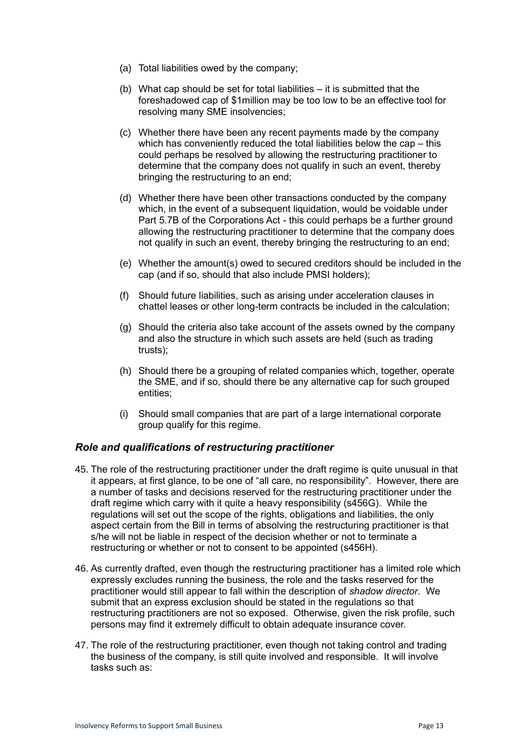(a) Total liabilities owed by the company;

(b) What cap should be set for total liabilities – it is submitted that the foreshadowed cap of $1million may be too low to be an effective tool for resolving many SME insolvencies;

(c) Whether there have been any recent payments made by the company which has conveniently reduced the total liabilities below the cap – this could perhaps be resolved by allowing the restructuring practitioner to determine that the company does not qualify in such an event, thereby bringing the restructuring to an end;

(d) Whether there have been other transactions conducted by the company which, in the event of a subsequent liquidation, would be voidable under Part 5.7B of the Corporations Act - this could perhaps be a further ground allowing the restructuring practitioner to determine that the company does not qualify in such an event, thereby bringing the restructuring to an end;

(e) Whether the amount(s) owed to secured creditors should be included in the cap (and if so, should that also include PMSI holders);

(f) Should future liabilities, such as arising under acceleration clauses in chattel leases or other long-term contracts be included in the calculation;

(g) Should the criteria also take account of the assets owned by the company and also the structure in which such assets are held (such as trading trusts);

(h) Should there be a grouping of related companies which, together, operate the SME, and if so, should there be any alternative cap for such grouped entities;

(i) Should small companies that are part of a large international corporate group qualify for this regime.

### *Role and qualifications of restructuring practitioner*

45. The role of the restructuring practitioner under the draft regime is quite unusual in that it appears, at first glance, to be one of "all care, no responsibility". However, there are a number of tasks and decisions reserved for the restructuring practitioner under the draft regime which carry with it quite a heavy responsibility (s456G). While the regulations will set out the scope of the rights, obligations and liabilities, the only aspect certain from the Bill in terms of absolving the restructuring practitioner is that s/he will not be liable in respect of the decision whether or not to terminate a restructuring or whether or not to consent to be appointed (s456H).

46. As currently drafted, even though the restructuring practitioner has a limited role which expressly excludes running the business, the role and the tasks reserved for the practitioner would still appear to fall within the description of *shadow director*. We submit that an express exclusion should be stated in the regulations so that restructuring practitioners are not so exposed. Otherwise, given the risk profile, such persons may find it extremely difficult to obtain adequate insurance cover.

47. The role of the restructuring practitioner, even though not taking control and trading the business of the company, is still quite involved and responsible. It will involve tasks such as: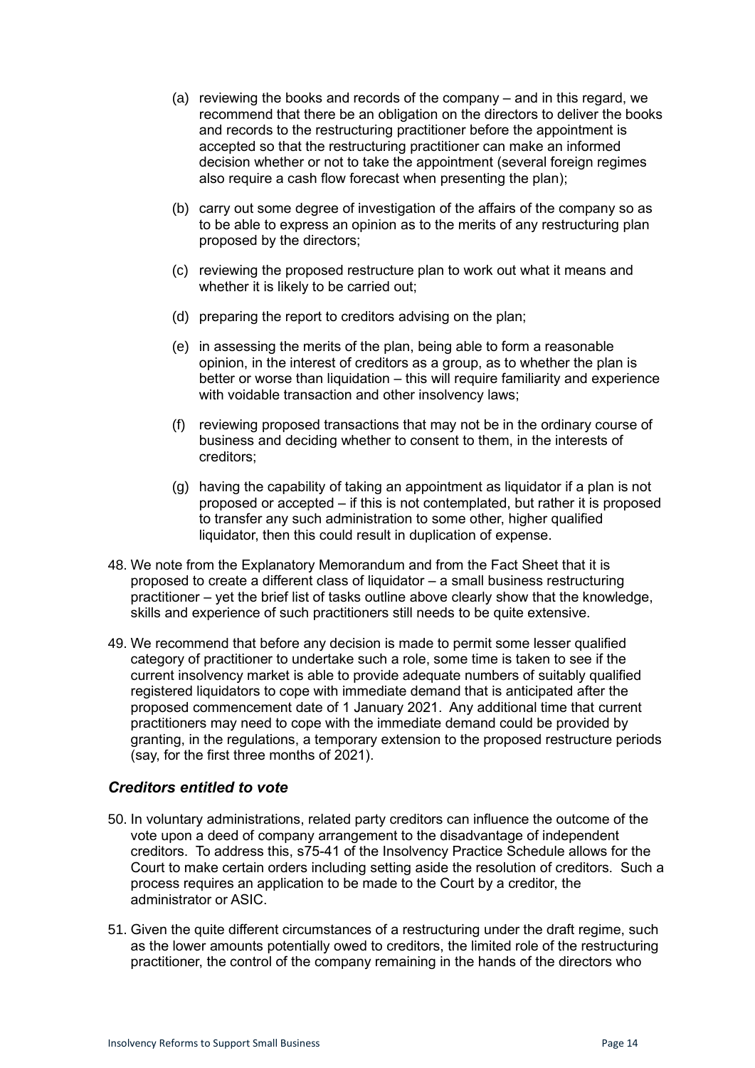(a) reviewing the books and records of the company – and in this regard, we recommend that there be an obligation on the directors to deliver the books and records to the restructuring practitioner before the appointment is accepted so that the restructuring practitioner can make an informed decision whether or not to take the appointment (several foreign regimes also require a cash flow forecast when presenting the plan);

(b) carry out some degree of investigation of the affairs of the company so as to be able to express an opinion as to the merits of any restructuring plan proposed by the directors;

(c) reviewing the proposed restructure plan to work out what it means and whether it is likely to be carried out;

(d) preparing the report to creditors advising on the plan;

(e) in assessing the merits of the plan, being able to form a reasonable opinion, in the interest of creditors as a group, as to whether the plan is better or worse than liquidation – this will require familiarity and experience with voidable transaction and other insolvency laws;

(f) reviewing proposed transactions that may not be in the ordinary course of business and deciding whether to consent to them, in the interests of creditors;

(g) having the capability of taking an appointment as liquidator if a plan is not proposed or accepted – if this is not contemplated, but rather it is proposed to transfer any such administration to some other, higher qualified liquidator, then this could result in duplication of expense.

48. We note from the Explanatory Memorandum and from the Fact Sheet that it is proposed to create a different class of liquidator – a small business restructuring practitioner – yet the brief list of tasks outline above clearly show that the knowledge, skills and experience of such practitioners still needs to be quite extensive.

49. We recommend that before any decision is made to permit some lesser qualified category of practitioner to undertake such a role, some time is taken to see if the current insolvency market is able to provide adequate numbers of suitably qualified registered liquidators to cope with immediate demand that is anticipated after the proposed commencement date of 1 January 2021. Any additional time that current practitioners may need to cope with the immediate demand could be provided by granting, in the regulations, a temporary extension to the proposed restructure periods (say, for the first three months of 2021).

### *Creditors entitled to vote*

50. In voluntary administrations, related party creditors can influence the outcome of the vote upon a deed of company arrangement to the disadvantage of independent creditors. To address this, s75-41 of the Insolvency Practice Schedule allows for the Court to make certain orders including setting aside the resolution of creditors. Such a process requires an application to be made to the Court by a creditor, the administrator or ASIC.

51. Given the quite different circumstances of a restructuring under the draft regime, such as the lower amounts potentially owed to creditors, the limited role of the restructuring practitioner, the control of the company remaining in the hands of the directors who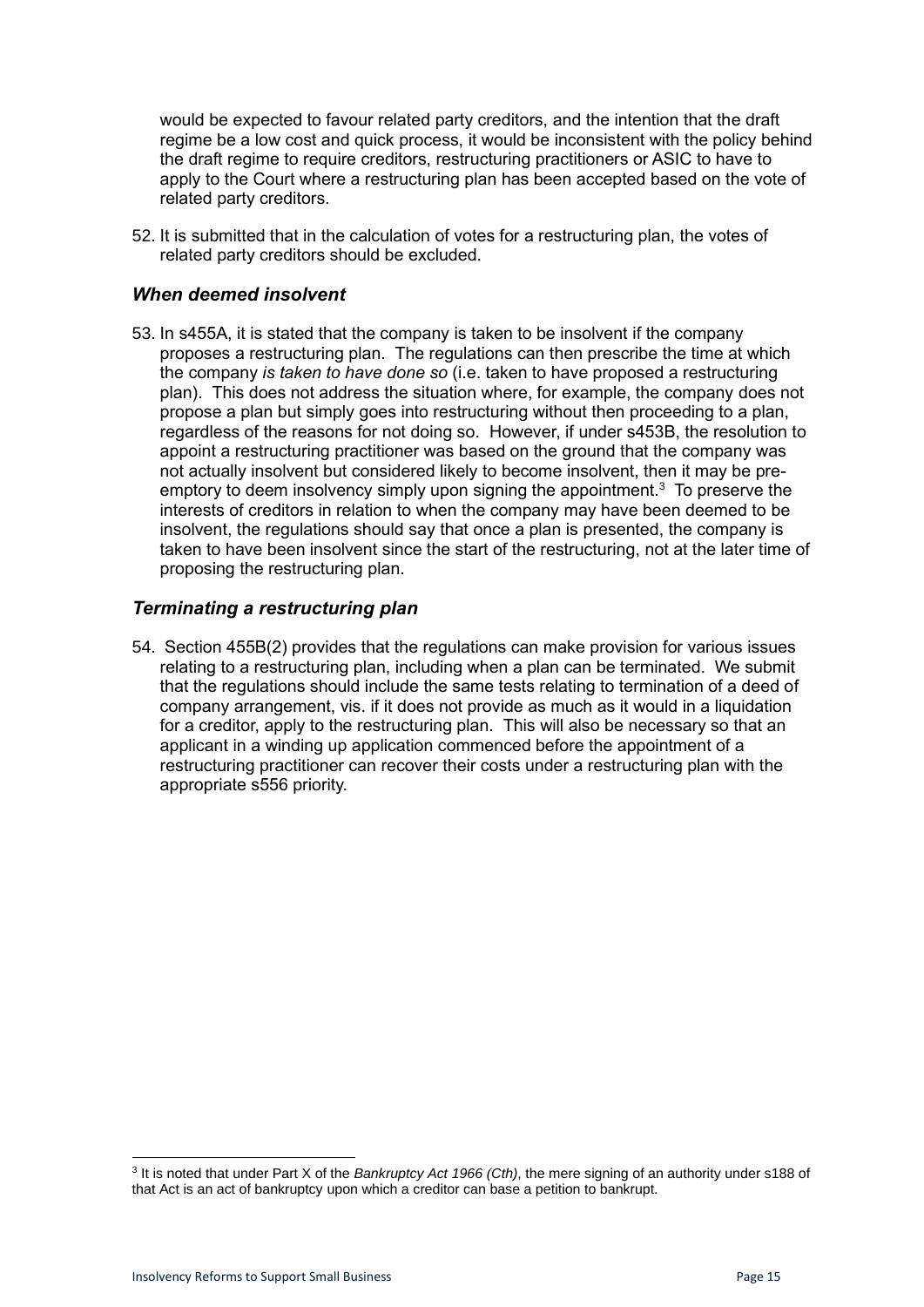would be expected to favour related party creditors, and the intention that the draft regime be a low cost and quick process, it would be inconsistent with the policy behind the draft regime to require creditors, restructuring practitioners or ASIC to have to apply to the Court where a restructuring plan has been accepted based on the vote of related party creditors.

52. It is submitted that in the calculation of votes for a restructuring plan, the votes of related party creditors should be excluded.

### *When deemed insolvent*

53. In s455A, it is stated that the company is taken to be insolvent if the company proposes a restructuring plan. The regulations can then prescribe the time at which the company *is taken to have done so* (i.e. taken to have proposed a restructuring plan). This does not address the situation where, for example, the company does not propose a plan but simply goes into restructuring without then proceeding to a plan, regardless of the reasons for not doing so. However, if under s453B, the resolution to appoint a restructuring practitioner was based on the ground that the company was not actually insolvent but considered likely to become insolvent, then it may be pre-emptory to deem insolvency simply upon signing the appointment.[3] To preserve the interests of creditors in relation to when the company may have been deemed to be insolvent, the regulations should say that once a plan is presented, the company is taken to have been insolvent since the start of the restructuring, not at the later time of proposing the restructuring plan.

### *Terminating a restructuring plan*

54. Section 455B(2) provides that the regulations can make provision for various issues relating to a restructuring plan, including when a plan can be terminated. We submit that the regulations should include the same tests relating to termination of a deed of company arrangement, vis. if it does not provide as much as it would in a liquidation for a creditor, apply to the restructuring plan. This will also be necessary so that an applicant in a winding up application commenced before the appointment of a restructuring practitioner can recover their costs under a restructuring plan with the appropriate s556 priority.

---

[3] It is noted that under Part X of the *Bankruptcy Act 1966 (Cth)*, the mere signing of an authority under s188 of that Act is an act of bankruptcy upon which a creditor can base a petition to bankrupt.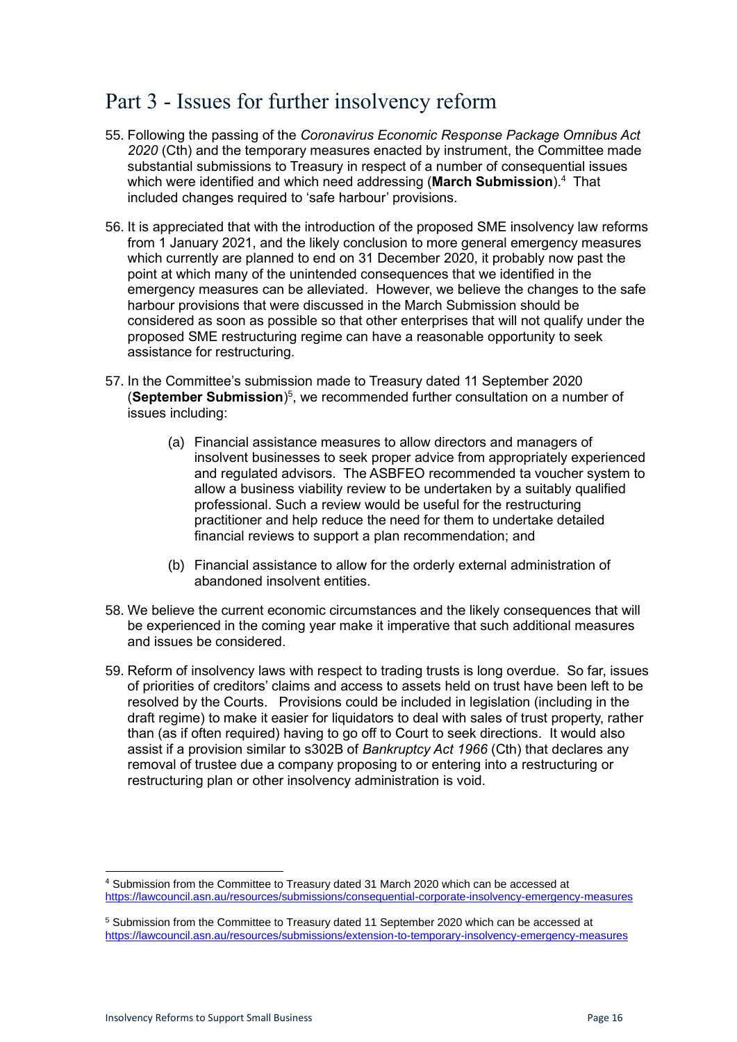## Part 3 - Issues for further insolvency reform

55. Following the passing of the *Coronavirus Economic Response Package Omnibus Act 2020* (Cth) and the temporary measures enacted by instrument, the Committee made substantial submissions to Treasury in respect of a number of consequential issues which were identified and which need addressing (**March Submission**).[4] That included changes required to 'safe harbour' provisions.

56. It is appreciated that with the introduction of the proposed SME insolvency law reforms from 1 January 2021, and the likely conclusion to more general emergency measures which currently are planned to end on 31 December 2020, it probably now past the point at which many of the unintended consequences that we identified in the emergency measures can be alleviated. However, we believe the changes to the safe harbour provisions that were discussed in the March Submission should be considered as soon as possible so that other enterprises that will not qualify under the proposed SME restructuring regime can have a reasonable opportunity to seek assistance for restructuring.

57. In the Committee's submission made to Treasury dated 11 September 2020 (**September Submission**)[5], we recommended further consultation on a number of issues including:

    (a) Financial assistance measures to allow directors and managers of insolvent businesses to seek proper advice from appropriately experienced and regulated advisors. The ASBFEO recommended ta voucher system to allow a business viability review to be undertaken by a suitably qualified professional. Such a review would be useful for the restructuring practitioner and help reduce the need for them to undertake detailed financial reviews to support a plan recommendation; and

    (b) Financial assistance to allow for the orderly external administration of abandoned insolvent entities.

58. We believe the current economic circumstances and the likely consequences that will be experienced in the coming year make it imperative that such additional measures and issues be considered.

59. Reform of insolvency laws with respect to trading trusts is long overdue. So far, issues of priorities of creditors' claims and access to assets held on trust have been left to be resolved by the Courts. Provisions could be included in legislation (including in the draft regime) to make it easier for liquidators to deal with sales of trust property, rather than (as if often required) having to go off to Court to seek directions. It would also assist if a provision similar to s302B of *Bankruptcy Act 1966* (Cth) that declares any removal of trustee due a company proposing to or entering into a restructuring or restructuring plan or other insolvency administration is void.

---

[4] Submission from the Committee to Treasury dated 31 March 2020 which can be accessed at https://lawcouncil.asn.au/resources/submissions/consequential-corporate-insolvency-emergency-measures

[5] Submission from the Committee to Treasury dated 11 September 2020 which can be accessed at https://lawcouncil.asn.au/resources/submissions/extension-to-temporary-insolvency-emergency-measures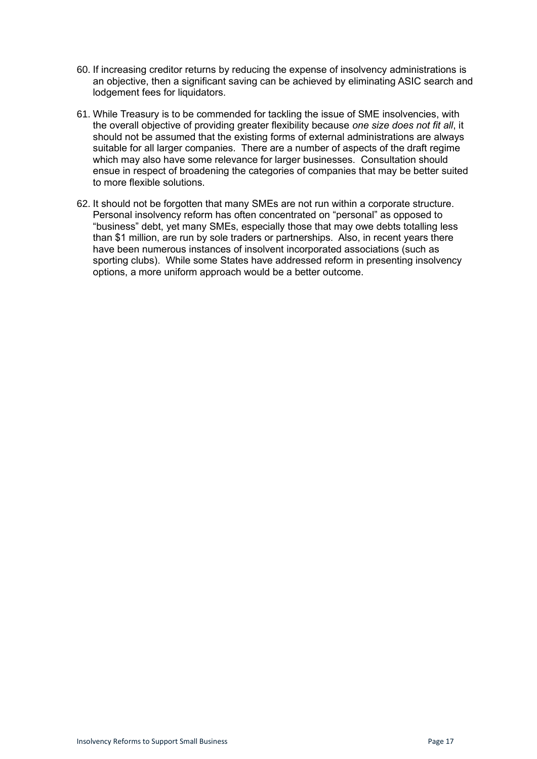60. If increasing creditor returns by reducing the expense of insolvency administrations is an objective, then a significant saving can be achieved by eliminating ASIC search and lodgement fees for liquidators.

61. While Treasury is to be commended for tackling the issue of SME insolvencies, with the overall objective of providing greater flexibility because *one size does not fit all*, it should not be assumed that the existing forms of external administrations are always suitable for all larger companies. There are a number of aspects of the draft regime which may also have some relevance for larger businesses. Consultation should ensue in respect of broadening the categories of companies that may be better suited to more flexible solutions.

62. It should not be forgotten that many SMEs are not run within a corporate structure. Personal insolvency reform has often concentrated on "personal" as opposed to "business" debt, yet many SMEs, especially those that may owe debts totalling less than $1 million, are run by sole traders or partnerships. Also, in recent years there have been numerous instances of insolvent incorporated associations (such as sporting clubs). While some States have addressed reform in presenting insolvency options, a more uniform approach would be a better outcome.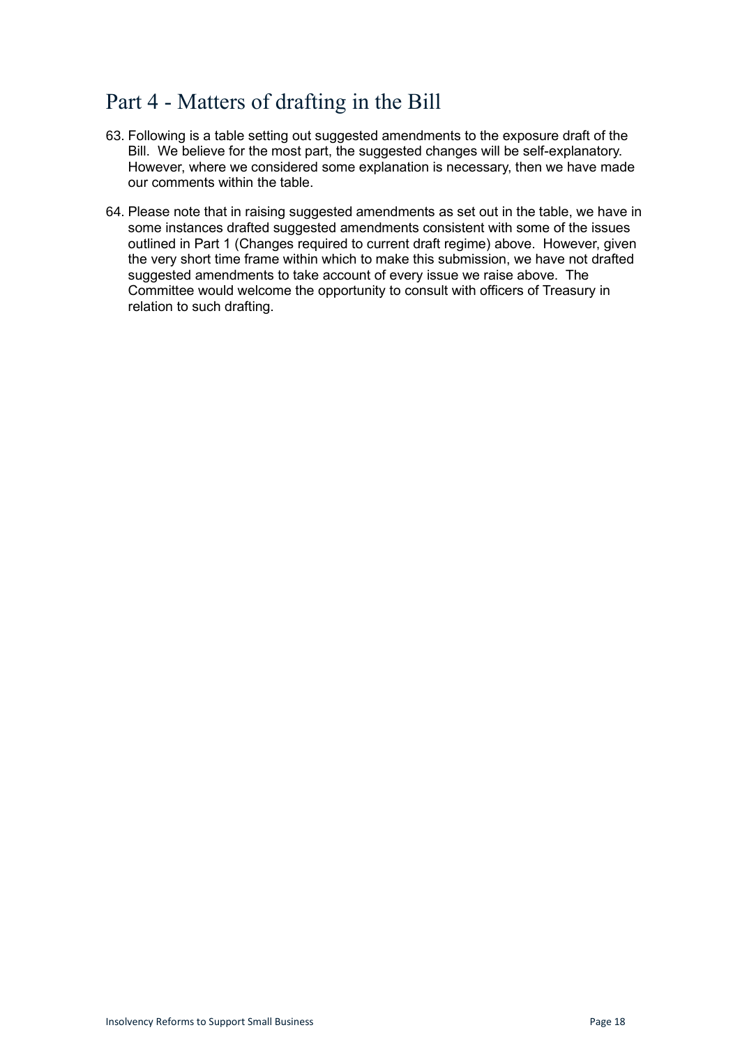# Part 4 - Matters of drafting in the Bill

63. Following is a table setting out suggested amendments to the exposure draft of the Bill. We believe for the most part, the suggested changes will be self-explanatory. However, where we considered some explanation is necessary, then we have made our comments within the table.

64. Please note that in raising suggested amendments as set out in the table, we have in some instances drafted suggested amendments consistent with some of the issues outlined in Part 1 (Changes required to current draft regime) above. However, given the very short time frame within which to make this submission, we have not drafted suggested amendments to take account of every issue we raise above. The Committee would welcome the opportunity to consult with officers of Treasury in relation to such drafting.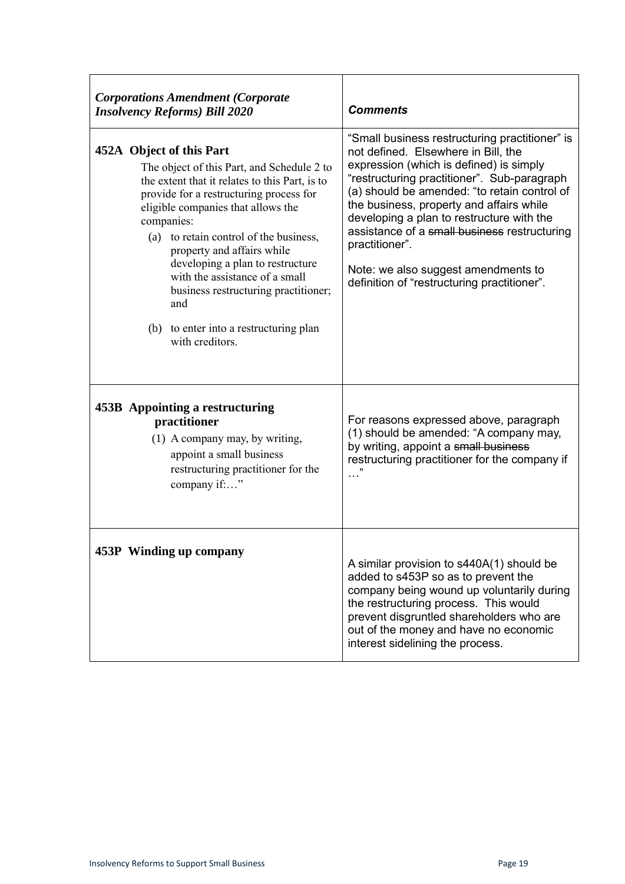| *Corporations Amendment (Corporate Insolvency Reforms) Bill 2020* | ***Comments*** |
|---|---|
| **452A Object of this Part**<br>The object of this Part, and Schedule 2 to the extent that it relates to this Part, is to provide for a restructuring process for eligible companies that allows the companies:<br>(a) to retain control of the business, property and affairs while developing a plan to restructure with the assistance of a small business restructuring practitioner; and<br>(b) to enter into a restructuring plan with creditors. | "Small business restructuring practitioner" is not defined. Elsewhere in Bill, the expression (which is defined) is simply "restructuring practitioner". Sub-paragraph (a) should be amended: "to retain control of the business, property and affairs while developing a plan to restructure with the assistance of a ~~small business~~ restructuring practitioner".<br><br>Note: we also suggest amendments to definition of "restructuring practitioner". |
| **453B Appointing a restructuring practitioner**<br>(1) A company may, by writing, appoint a small business restructuring practitioner for the company if:…" | For reasons expressed above, paragraph (1) should be amended: "A company may, by writing, appoint a ~~small business~~ restructuring practitioner for the company if …" |
| **453P Winding up company** | A similar provision to s440A(1) should be added to s453P so as to prevent the company being wound up voluntarily during the restructuring process. This would prevent disgruntled shareholders who are out of the money and have no economic interest sidelining the process. |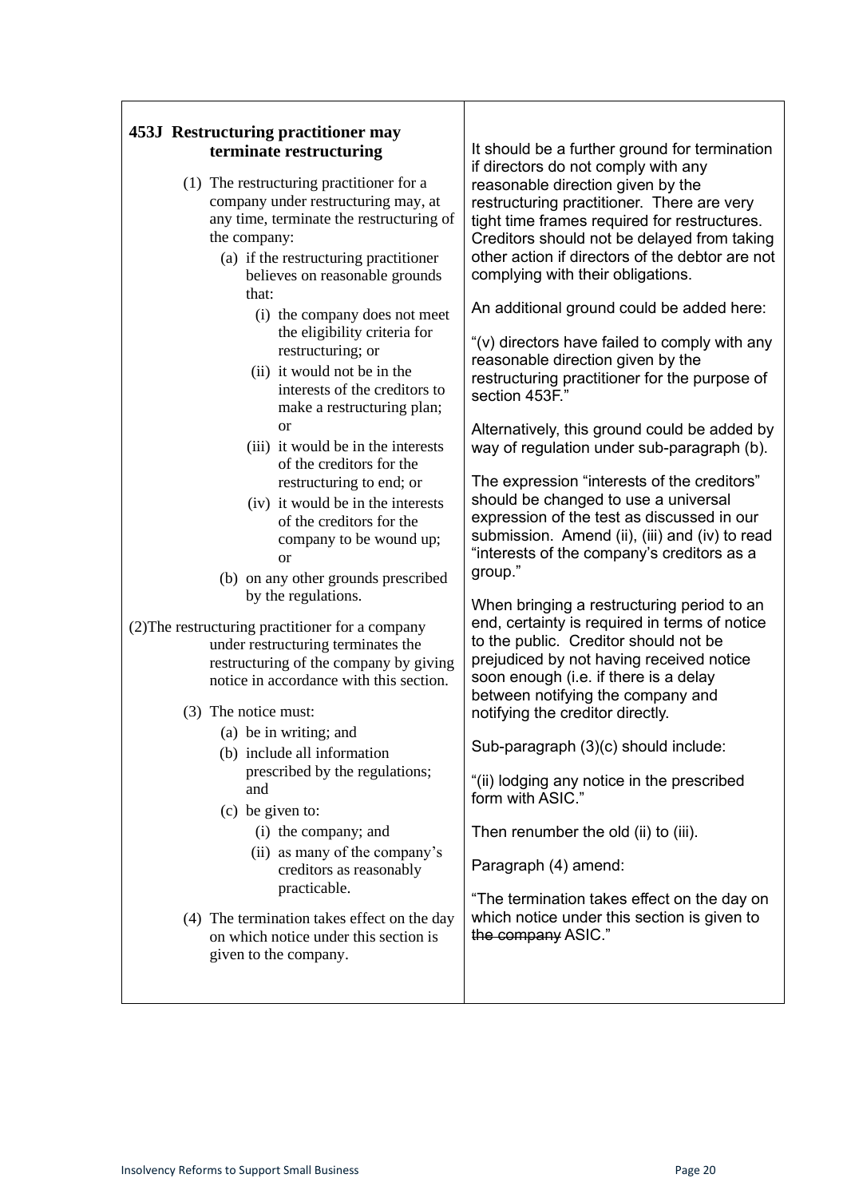| **453J Restructuring practitioner may terminate restructuring** | |
|---|---|
| (1) The restructuring practitioner for a company under restructuring may, at any time, terminate the restructuring of the company:<br>(a) if the restructuring practitioner believes on reasonable grounds that:<br>(i) the company does not meet the eligibility criteria for restructuring; or<br>(ii) it would not be in the interests of the creditors to make a restructuring plan; or<br>(iii) it would be in the interests of the creditors for the restructuring to end; or<br>(iv) it would be in the interests of the creditors for the company to be wound up; or<br>(b) on any other grounds prescribed by the regulations. | It should be a further ground for termination if directors do not comply with any reasonable direction given by the restructuring practitioner. There are very tight time frames required for restructures. Creditors should not be delayed from taking other action if directors of the debtor are not complying with their obligations.<br><br>An additional ground could be added here:<br><br>"(v) directors have failed to comply with any reasonable direction given by the restructuring practitioner for the purpose of section 453F."<br><br>Alternatively, this ground could be added by way of regulation under sub-paragraph (b).<br><br>The expression "interests of the creditors" should be changed to use a universal expression of the test as discussed in our submission. Amend (ii), (iii) and (iv) to read "interests of the company's creditors as a group." |
| (2) The restructuring practitioner for a company under restructuring terminates the restructuring of the company by giving notice in accordance with this section.<br><br>(3) The notice must:<br>(a) be in writing; and<br>(b) include all information prescribed by the regulations; and<br>(c) be given to:<br>(i) the company; and<br>(ii) as many of the company's creditors as reasonably practicable.<br><br>(4) The termination takes effect on the day on which notice under this section is given to the company. | When bringing a restructuring period to an end, certainty is required in terms of notice to the public. Creditor should not be prejudiced by not having received notice soon enough (i.e. if there is a delay between notifying the company and notifying the creditor directly.<br><br>Sub-paragraph (3)(c) should include:<br><br>"(ii) lodging any notice in the prescribed form with ASIC."<br><br>Then renumber the old (ii) to (iii).<br><br>Paragraph (4) amend:<br><br>"The termination takes effect on the day on which notice under this section is given to ~~the company~~ ASIC." |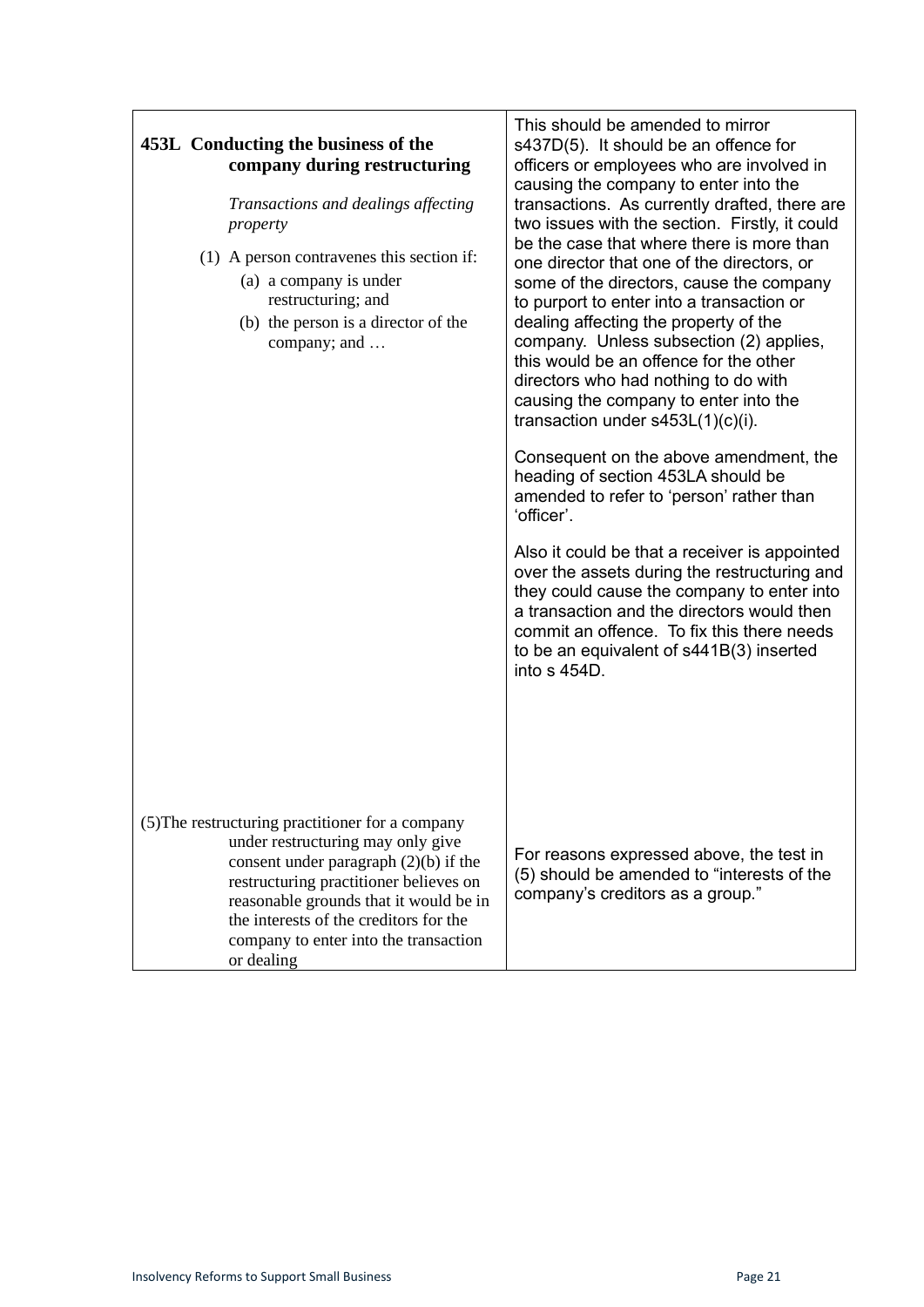| | |
|---|---|
| **453L Conducting the business of the company during restructuring**<br><br>*Transactions and dealings affecting property*<br><br>(1) A person contravenes this section if:<br>(a) a company is under restructuring; and<br>(b) the person is a director of the company; and … | This should be amended to mirror s437D(5). It should be an offence for officers or employees who are involved in causing the company to enter into the transactions. As currently drafted, there are two issues with the section. Firstly, it could be the case that where there is more than one director that one of the directors, or some of the directors, cause the company to purport to enter into a transaction or dealing affecting the property of the company. Unless subsection (2) applies, this would be an offence for the other directors who had nothing to do with causing the company to enter into the transaction under s453L(1)(c)(i).<br><br>Consequent on the above amendment, the heading of section 453LA should be amended to refer to 'person' rather than 'officer'.<br><br>Also it could be that a receiver is appointed over the assets during the restructuring and they could cause the company to enter into a transaction and the directors would then commit an offence. To fix this there needs to be an equivalent of s441B(3) inserted into s 454D. |
| (5)The restructuring practitioner for a company under restructuring may only give consent under paragraph (2)(b) if the restructuring practitioner believes on reasonable grounds that it would be in the interests of the creditors for the company to enter into the transaction or dealing | For reasons expressed above, the test in (5) should be amended to "interests of the company's creditors as a group." |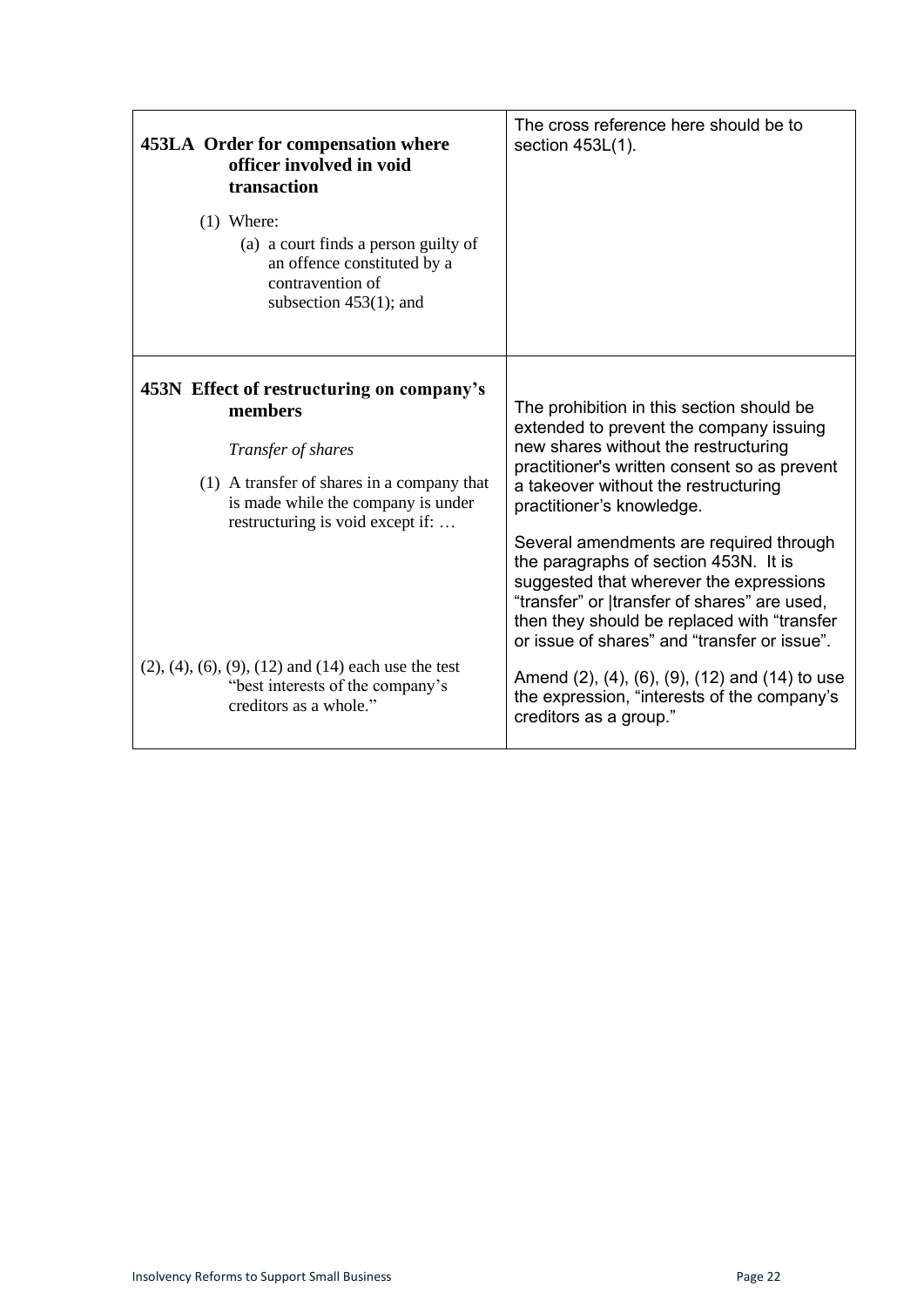| | |
|---|---|
| **453LA Order for compensation where officer involved in void transaction**<br><br>(1) Where:<br>(a) a court finds a person guilty of an offence constituted by a contravention of subsection 453(1); and | The cross reference here should be to section 453L(1). |
| **453N Effect of restructuring on company's members**<br><br>*Transfer of shares*<br><br>(1) A transfer of shares in a company that is made while the company is under restructuring is void except if: … | The prohibition in this section should be extended to prevent the company issuing new shares without the restructuring practitioner's written consent so as prevent a takeover without the restructuring practitioner's knowledge.<br><br>Several amendments are required through the paragraphs of section 453N. It is suggested that wherever the expressions "transfer" or \|transfer of shares" are used, then they should be replaced with "transfer or issue of shares" and "transfer or issue". |
| (2), (4), (6), (9), (12) and (14) each use the test "best interests of the company's creditors as a whole." | Amend (2), (4), (6), (9), (12) and (14) to use the expression, "interests of the company's creditors as a group." |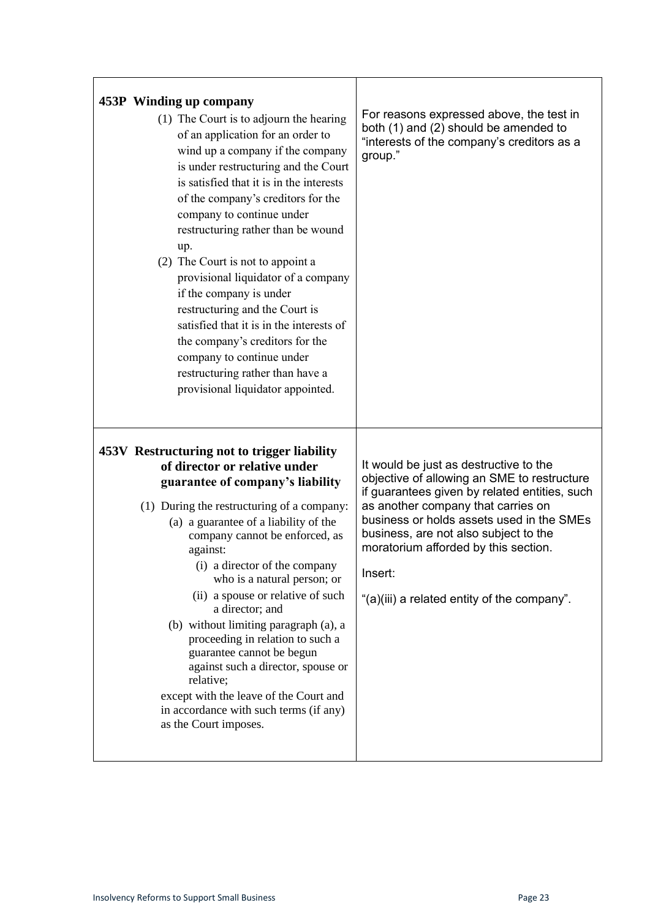| | |
|---|---|
| **453P Winding up company**<br>(1) The Court is to adjourn the hearing of an application for an order to wind up a company if the company is under restructuring and the Court is satisfied that it is in the interests of the company's creditors for the company to continue under restructuring rather than be wound up.<br>(2) The Court is not to appoint a provisional liquidator of a company if the company is under restructuring and the Court is satisfied that it is in the interests of the company's creditors for the company to continue under restructuring rather than have a provisional liquidator appointed. | For reasons expressed above, the test in both (1) and (2) should be amended to "interests of the company's creditors as a group." |
| **453V Restructuring not to trigger liability of director or relative under guarantee of company's liability**<br>(1) During the restructuring of a company:<br>(a) a guarantee of a liability of the company cannot be enforced, as against:<br>(i) a director of the company who is a natural person; or<br>(ii) a spouse or relative of such a director; and<br>(b) without limiting paragraph (a), a proceeding in relation to such a guarantee cannot be begun against such a director, spouse or relative;<br>except with the leave of the Court and in accordance with such terms (if any) as the Court imposes. | It would be just as destructive to the objective of allowing an SME to restructure if guarantees given by related entities, such as another company that carries on business or holds assets used in the SMEs business, are not also subject to the moratorium afforded by this section.<br>Insert:<br>"(a)(iii) a related entity of the company". |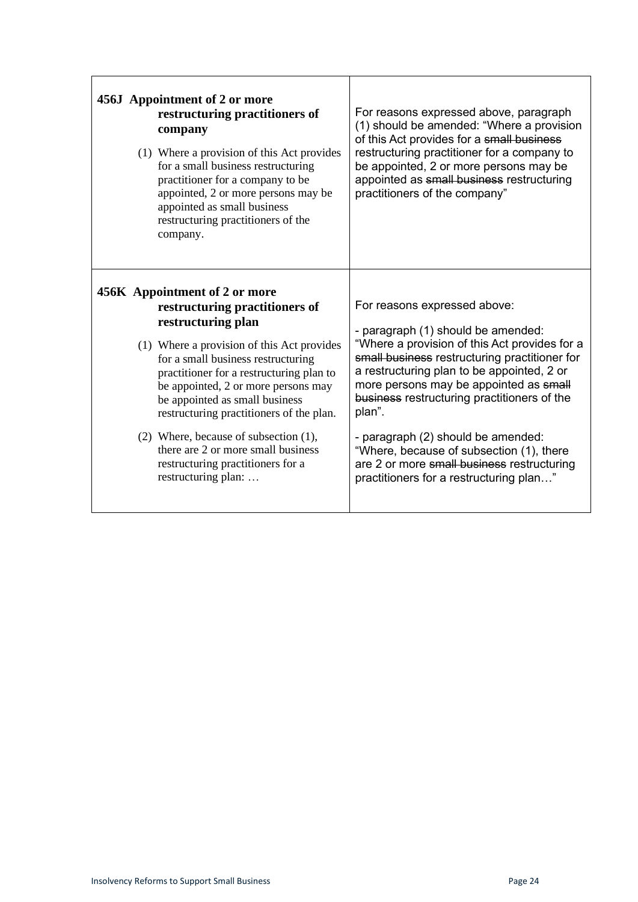| | |
|---|---|
| **456J Appointment of 2 or more restructuring practitioners of company**<br><br>(1) Where a provision of this Act provides for a small business restructuring practitioner for a company to be appointed, 2 or more persons may be appointed as small business restructuring practitioners of the company. | For reasons expressed above, paragraph (1) should be amended: "Where a provision of this Act provides for a ~~small business~~ restructuring practitioner for a company to be appointed, 2 or more persons may be appointed as ~~small business~~ restructuring practitioners of the company" |
| **456K Appointment of 2 or more restructuring practitioners of restructuring plan**<br><br>(1) Where a provision of this Act provides for a small business restructuring practitioner for a restructuring plan to be appointed, 2 or more persons may be appointed as small business restructuring practitioners of the plan.<br><br>(2) Where, because of subsection (1), there are 2 or more small business restructuring practitioners for a restructuring plan: … | For reasons expressed above:<br><br>- paragraph (1) should be amended: "Where a provision of this Act provides for a ~~small business~~ restructuring practitioner for a restructuring plan to be appointed, 2 or more persons may be appointed as ~~small business~~ restructuring practitioners of the plan".<br><br>- paragraph (2) should be amended: "Where, because of subsection (1), there are 2 or more ~~small business~~ restructuring practitioners for a restructuring plan…" |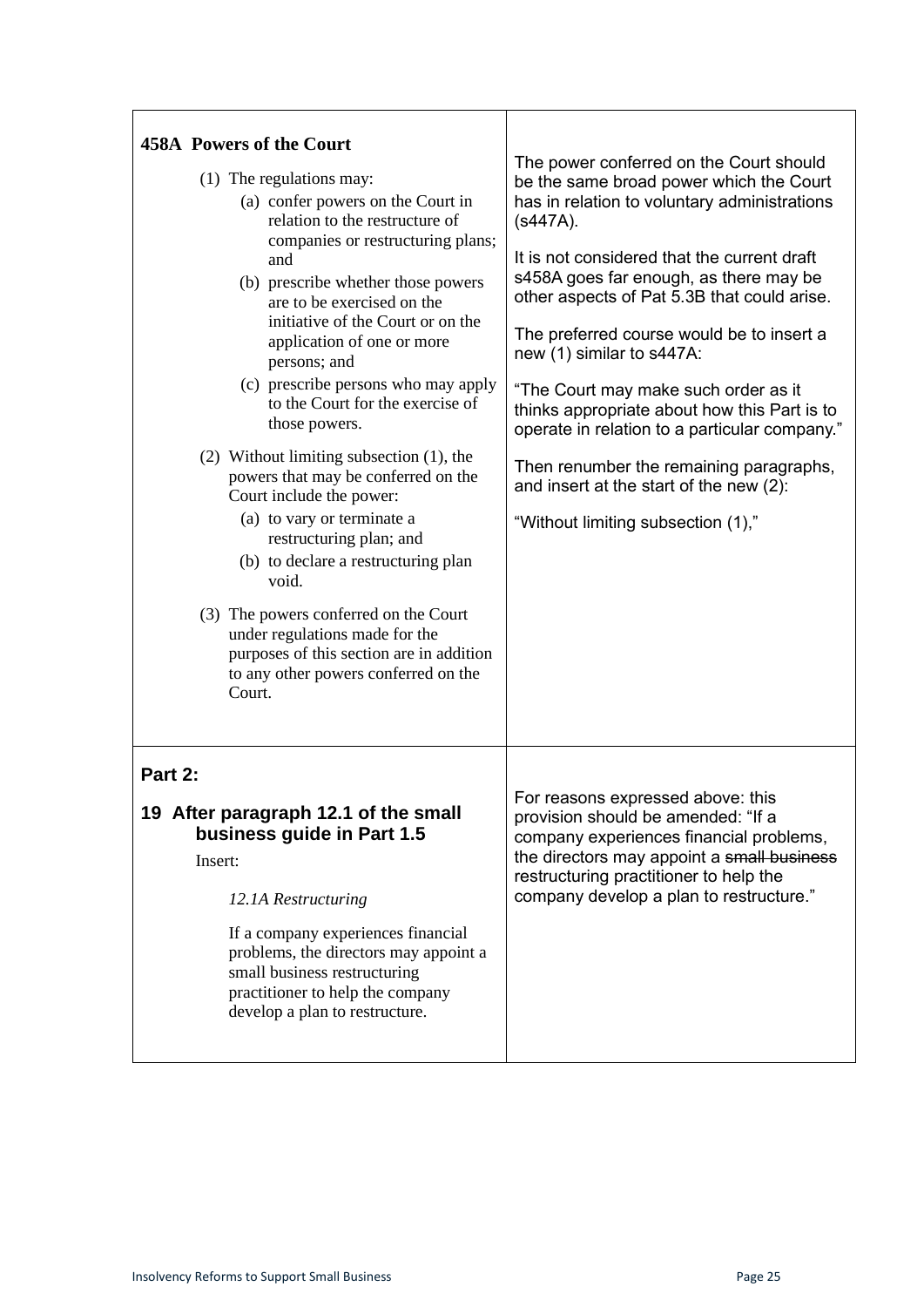| | |
|---|---|
| **458A Powers of the Court**<br><br>(1) The regulations may:<br>(a) confer powers on the Court in relation to the restructure of companies or restructuring plans; and<br>(b) prescribe whether those powers are to be exercised on the initiative of the Court or on the application of one or more persons; and<br>(c) prescribe persons who may apply to the Court for the exercise of those powers.<br><br>(2) Without limiting subsection (1), the powers that may be conferred on the Court include the power:<br>(a) to vary or terminate a restructuring plan; and<br>(b) to declare a restructuring plan void.<br><br>(3) The powers conferred on the Court under regulations made for the purposes of this section are in addition to any other powers conferred on the Court. | The power conferred on the Court should be the same broad power which the Court has in relation to voluntary administrations (s447A).<br><br>It is not considered that the current draft s458A goes far enough, as there may be other aspects of Pat 5.3B that could arise.<br><br>The preferred course would be to insert a new (1) similar to s447A:<br><br>"The Court may make such order as it thinks appropriate about how this Part is to operate in relation to a particular company."<br><br>Then renumber the remaining paragraphs, and insert at the start of the new (2):<br><br>"Without limiting subsection (1)," |
| **Part 2:**<br><br>**19 After paragraph 12.1 of the small business guide in Part 1.5**<br><br>Insert:<br><br>*12.1A Restructuring*<br><br>If a company experiences financial problems, the directors may appoint a small business restructuring practitioner to help the company develop a plan to restructure. | For reasons expressed above: this provision should be amended: "If a company experiences financial problems, the directors may appoint a ~~small business~~ restructuring practitioner to help the company develop a plan to restructure." |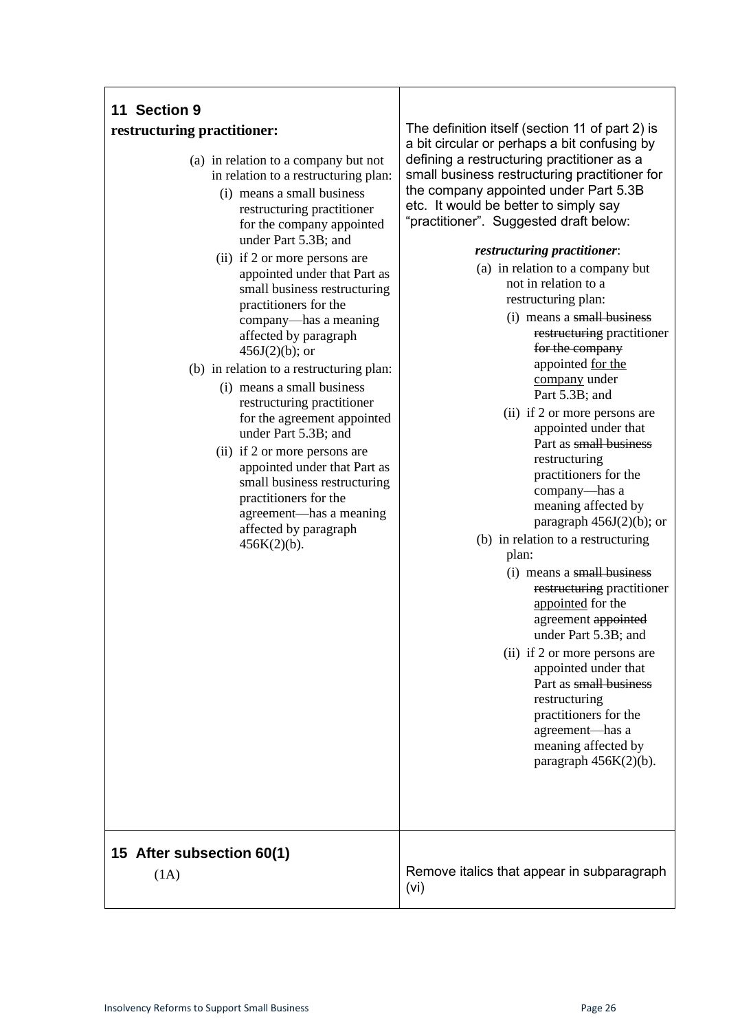| 11 Section 9 | |
| --- | --- |
| **restructuring practitioner:**<br>(a) in relation to a company but not in relation to a restructuring plan:<br>(i) means a small business restructuring practitioner for the company appointed under Part 5.3B; and<br>(ii) if 2 or more persons are appointed under that Part as small business restructuring practitioners for the company—has a meaning affected by paragraph 456J(2)(b); or<br>(b) in relation to a restructuring plan:<br>(i) means a small business restructuring practitioner for the agreement appointed under Part 5.3B; and<br>(ii) if 2 or more persons are appointed under that Part as small business restructuring practitioners for the agreement—has a meaning affected by paragraph 456K(2)(b). | The definition itself (section 11 of part 2) is a bit circular or perhaps a bit confusing by defining a restructuring practitioner as a small business restructuring practitioner for the company appointed under Part 5.3B etc. It would be better to simply say "practitioner". Suggested draft below:<br>***restructuring practitioner***:<br>(a) in relation to a company but not in relation to a restructuring plan:<br>(i) means a ~~small business restructuring~~ practitioner ~~for the company~~ appointed <u>for the company</u> under Part 5.3B; and<br>(ii) if 2 or more persons are appointed under that Part as ~~small business~~ restructuring practitioners for the company—has a meaning affected by paragraph 456J(2)(b); or<br>(b) in relation to a restructuring plan:<br>(i) means a ~~small business restructuring~~ practitioner <u>appointed</u> for the agreement ~~appointed~~ under Part 5.3B; and<br>(ii) if 2 or more persons are appointed under that Part as ~~small business~~ restructuring practitioners for the agreement—has a meaning affected by paragraph 456K(2)(b). |
| **15 After subsection 60(1)**<br>(1A) | Remove italics that appear in subparagraph (vi) |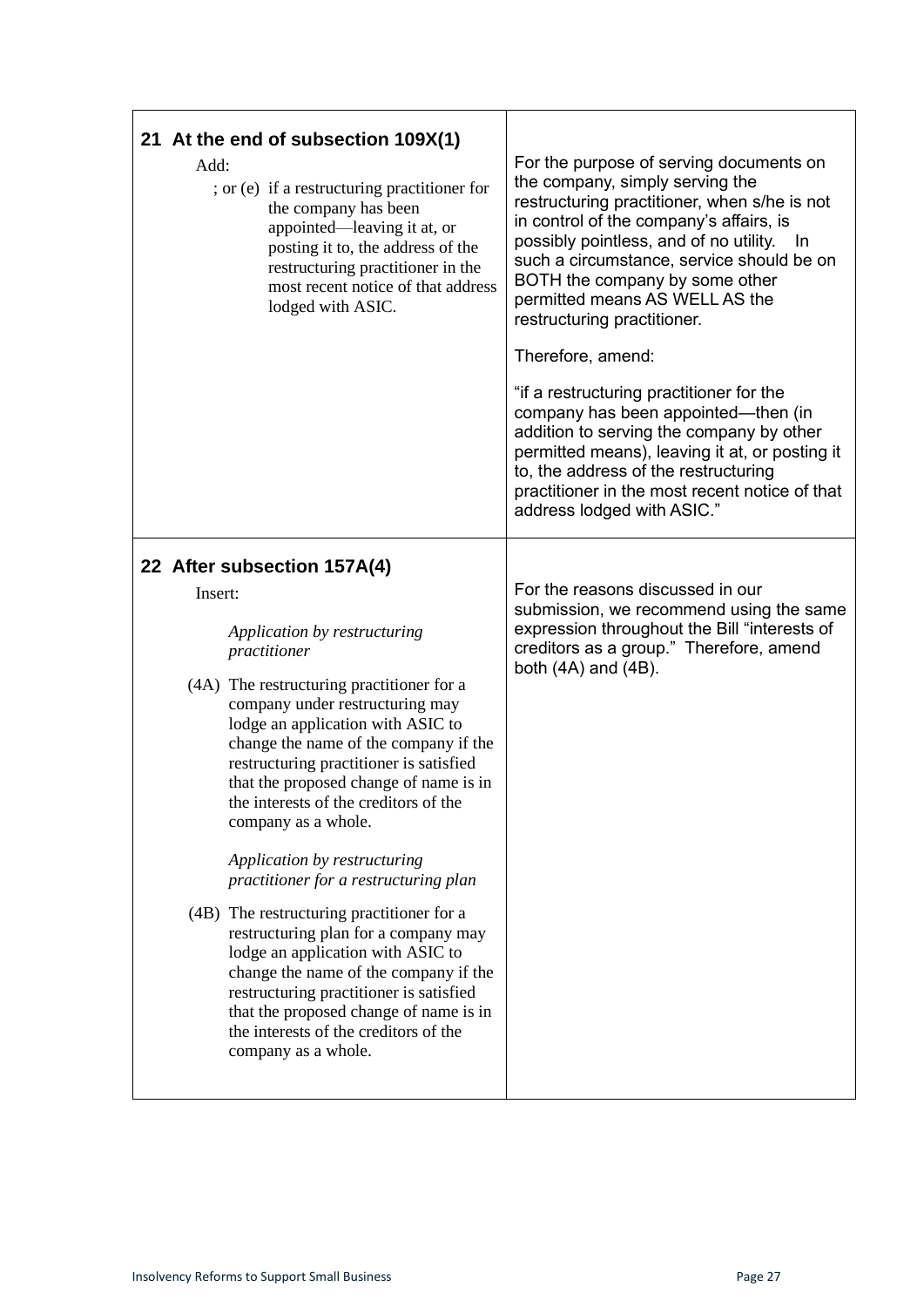| | |
|---|---|
| **21 At the end of subsection 109X(1)**<br><br>Add:<br><br>; or (e) if a restructuring practitioner for the company has been appointed—leaving it at, or posting it to, the address of the restructuring practitioner in the most recent notice of that address lodged with ASIC. | For the purpose of serving documents on the company, simply serving the restructuring practitioner, when s/he is not in control of the company's affairs, is possibly pointless, and of no utility. In such a circumstance, service should be on BOTH the company by some other permitted means AS WELL AS the restructuring practitioner.<br><br>Therefore, amend:<br><br>"if a restructuring practitioner for the company has been appointed—then (in addition to serving the company by other permitted means), leaving it at, or posting it to, the address of the restructuring practitioner in the most recent notice of that address lodged with ASIC." |
| **22 After subsection 157A(4)**<br><br>Insert:<br><br>*Application by restructuring practitioner*<br><br>(4A) The restructuring practitioner for a company under restructuring may lodge an application with ASIC to change the name of the company if the restructuring practitioner is satisfied that the proposed change of name is in the interests of the creditors of the company as a whole.<br><br>*Application by restructuring practitioner for a restructuring plan*<br><br>(4B) The restructuring practitioner for a restructuring plan for a company may lodge an application with ASIC to change the name of the company if the restructuring practitioner is satisfied that the proposed change of name is in the interests of the creditors of the company as a whole. | For the reasons discussed in our submission, we recommend using the same expression throughout the Bill "interests of creditors as a group." Therefore, amend both (4A) and (4B). |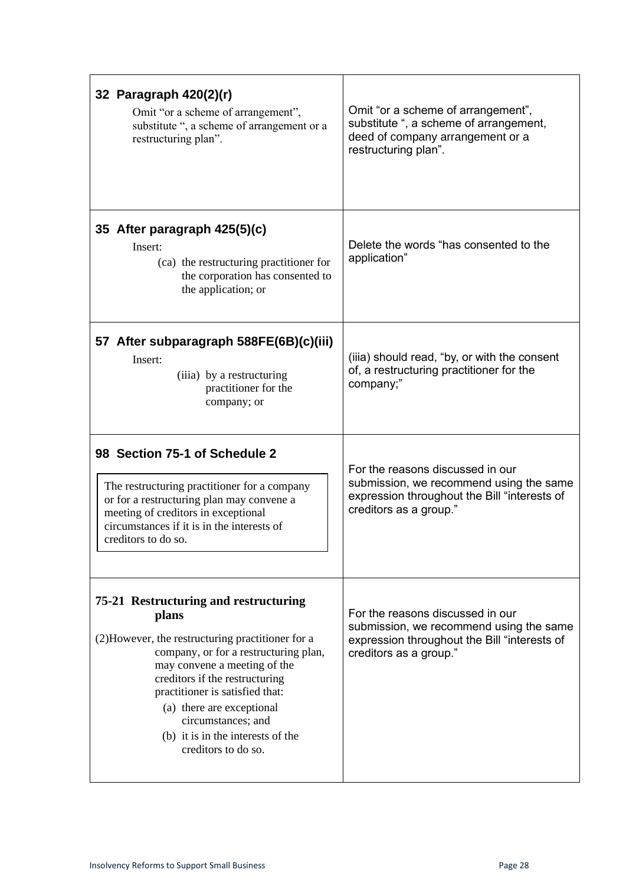| | |
|---|---|
| **32 Paragraph 420(2)(r)**<br>Omit "or a scheme of arrangement", substitute ", a scheme of arrangement or a restructuring plan". | Omit "or a scheme of arrangement", substitute ", a scheme of arrangement, deed of company arrangement or a restructuring plan". |
| **35 After paragraph 425(5)(c)**<br>Insert:<br>(ca) the restructuring practitioner for the corporation has consented to the application; or | Delete the words "has consented to the application" |
| **57 After subparagraph 588FE(6B)(c)(iii)**<br>Insert:<br>(iiia) by a restructuring practitioner for the company; or | (iiia) should read, "by, or with the consent of, a restructuring practitioner for the company;" |
| **98 Section 75-1 of Schedule 2**<br>The restructuring practitioner for a company or for a restructuring plan may convene a meeting of creditors in exceptional circumstances if it is in the interests of creditors to do so. | For the reasons discussed in our submission, we recommend using the same expression throughout the Bill "interests of creditors as a group." |
| **75-21 Restructuring and restructuring plans**<br>(2) However, the restructuring practitioner for a company, or for a restructuring plan, may convene a meeting of the creditors if the restructuring practitioner is satisfied that:<br>(a) there are exceptional circumstances; and<br>(b) it is in the interests of the creditors to do so. | For the reasons discussed in our submission, we recommend using the same expression throughout the Bill "interests of creditors as a group." |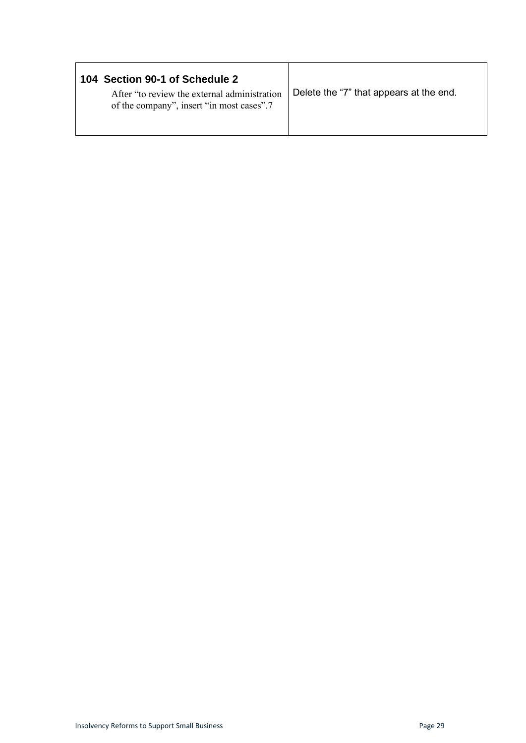| | |
|---|---|
| **104 Section 90-1 of Schedule 2**<br>After "to review the external administration of the company", insert "in most cases".7 | Delete the "7" that appears at the end. |